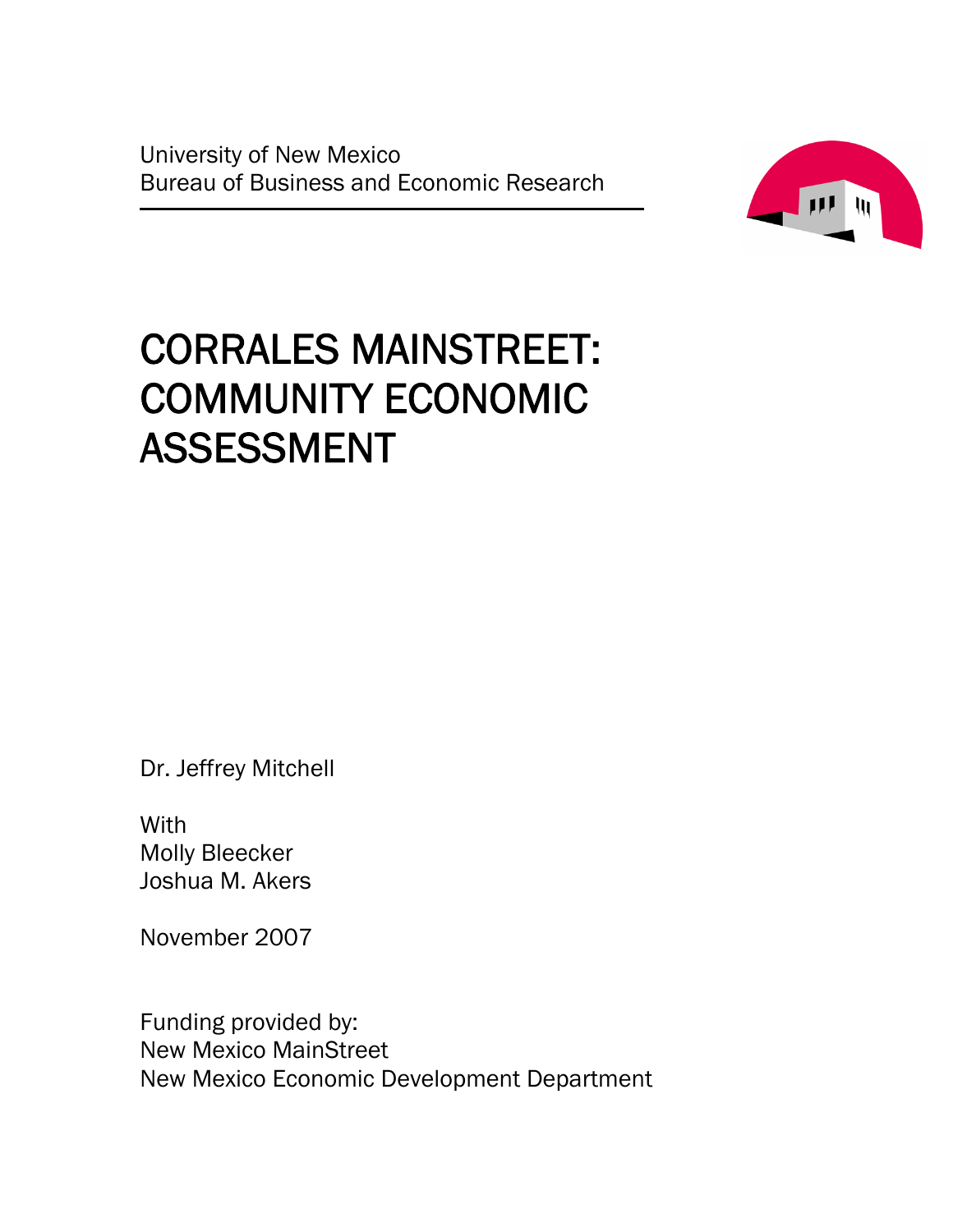University of New Mexico
Bureau of Business and Economic Research

# CORRALES MAINSTREET: COMMUNITY ECONOMIC ASSESSMENT

Dr. Jeffrey Mitchell

With
Molly Bleecker
Joshua M. Akers

November 2007

Funding provided by:
New Mexico MainStreet
New Mexico Economic Development Department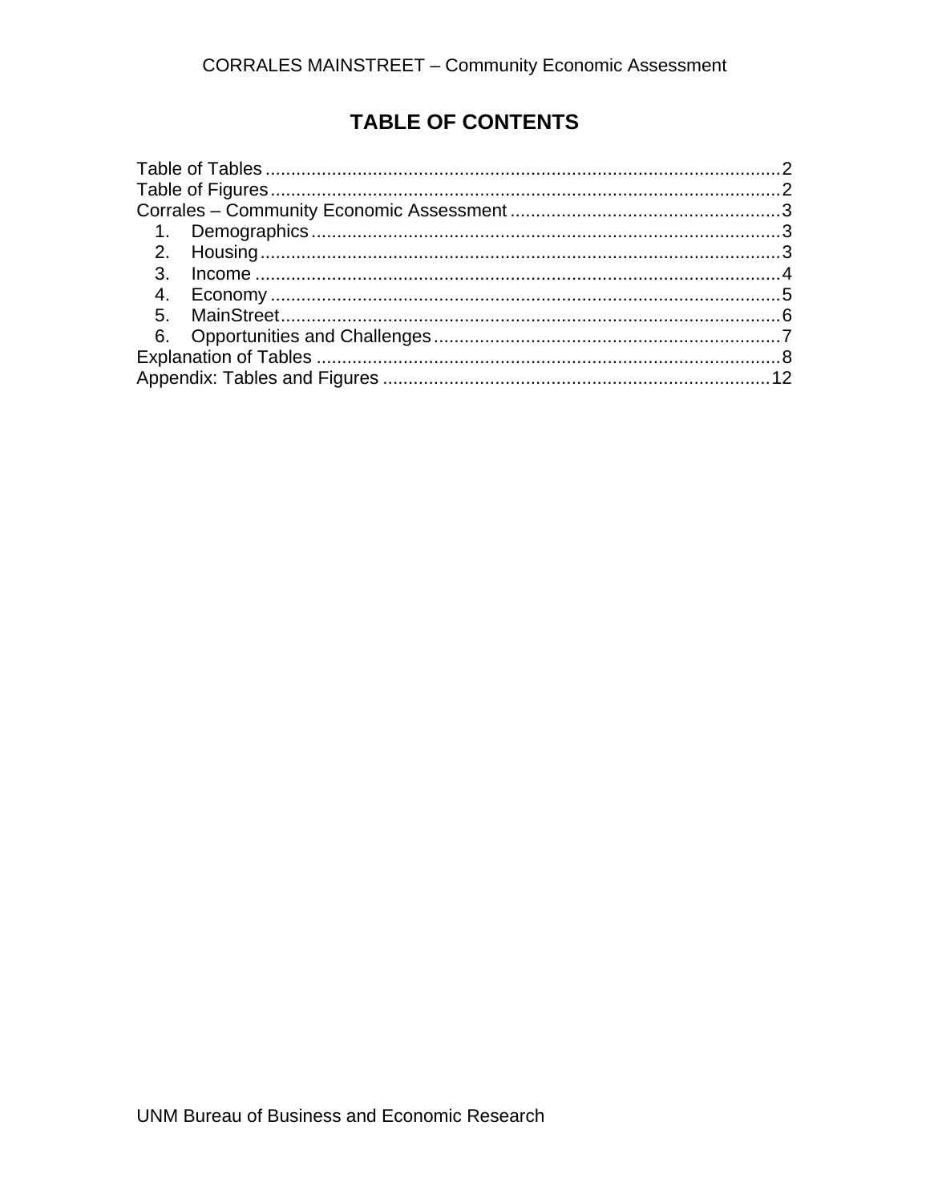# TABLE OF CONTENTS

Table of Tables .................................................................................................... 2
Table of Figures .................................................................................................... 2
Corrales – Community Economic Assessment .................................................... 3
  1. Demographics ............................................................................................ 3
  2. Housing ...................................................................................................... 3
  3. Income ....................................................................................................... 4
  4. Economy .................................................................................................... 5
  5. MainStreet .................................................................................................. 6
  6. Opportunities and Challenges ................................................................... 7
Explanation of Tables ........................................................................................... 8
Appendix: Tables and Figures ............................................................................ 12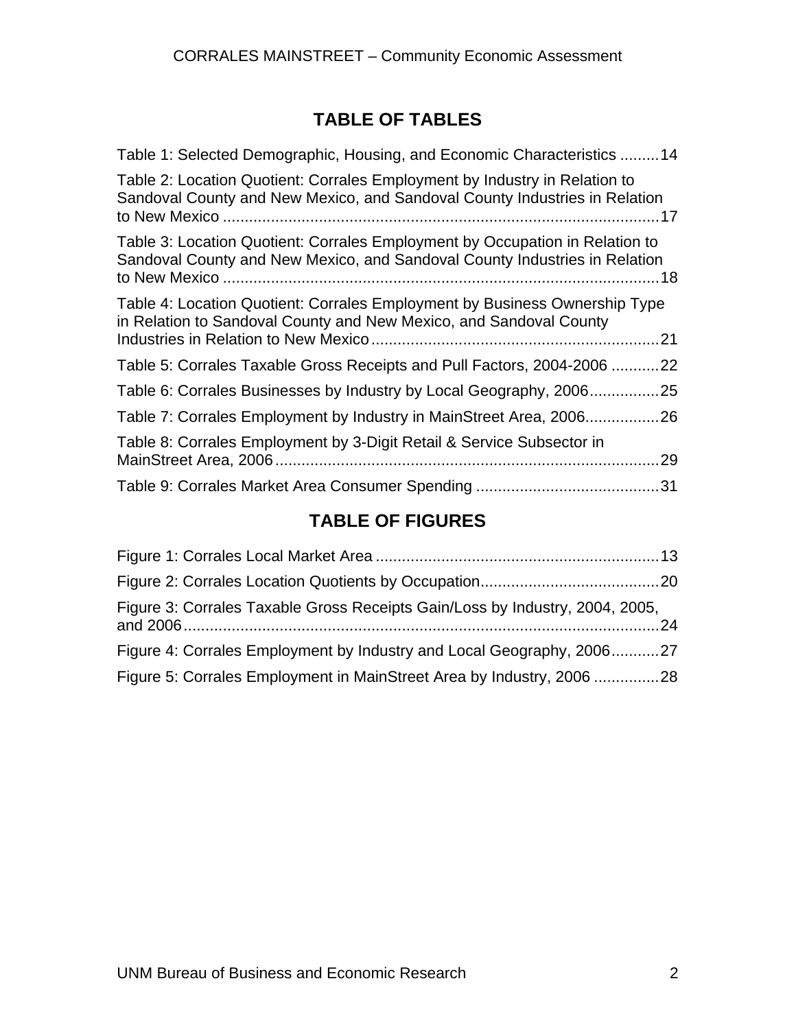## TABLE OF TABLES

Table 1: Selected Demographic, Housing, and Economic Characteristics .........14

Table 2: Location Quotient: Corrales Employment by Industry in Relation to Sandoval County and New Mexico, and Sandoval County Industries in Relation to New Mexico ....................................................................................................17

Table 3: Location Quotient: Corrales Employment by Occupation in Relation to Sandoval County and New Mexico, and Sandoval County Industries in Relation to New Mexico ....................................................................................................18

Table 4: Location Quotient: Corrales Employment by Business Ownership Type in Relation to Sandoval County and New Mexico, and Sandoval County Industries in Relation to New Mexico..................................................................21

Table 5: Corrales Taxable Gross Receipts and Pull Factors, 2004-2006 ...........22

Table 6: Corrales Businesses by Industry by Local Geography, 2006................25

Table 7: Corrales Employment by Industry in MainStreet Area, 2006.................26

Table 8: Corrales Employment by 3-Digit Retail & Service Subsector in MainStreet Area, 2006........................................................................................29

Table 9: Corrales Market Area Consumer Spending ..........................................31

## TABLE OF FIGURES

Figure 1: Corrales Local Market Area .................................................................13

Figure 2: Corrales Location Quotients by Occupation.........................................20

Figure 3: Corrales Taxable Gross Receipts Gain/Loss by Industry, 2004, 2005, and 2006.............................................................................................................24

Figure 4: Corrales Employment by Industry and Local Geography, 2006...........27

Figure 5: Corrales Employment in MainStreet Area by Industry, 2006 ...............28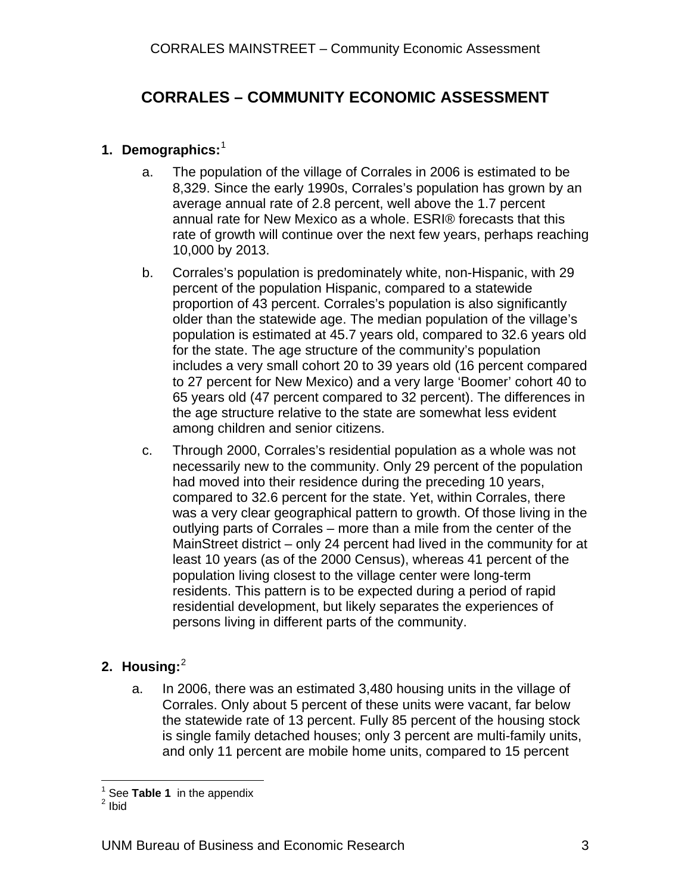# CORRALES – COMMUNITY ECONOMIC ASSESSMENT

## 1. Demographics:[1]

a. The population of the village of Corrales in 2006 is estimated to be 8,329. Since the early 1990s, Corrales's population has grown by an average annual rate of 2.8 percent, well above the 1.7 percent annual rate for New Mexico as a whole. ESRI® forecasts that this rate of growth will continue over the next few years, perhaps reaching 10,000 by 2013.

b. Corrales's population is predominately white, non-Hispanic, with 29 percent of the population Hispanic, compared to a statewide proportion of 43 percent. Corrales's population is also significantly older than the statewide age. The median population of the village's population is estimated at 45.7 years old, compared to 32.6 years old for the state. The age structure of the community's population includes a very small cohort 20 to 39 years old (16 percent compared to 27 percent for New Mexico) and a very large 'Boomer' cohort 40 to 65 years old (47 percent compared to 32 percent). The differences in the age structure relative to the state are somewhat less evident among children and senior citizens.

c. Through 2000, Corrales's residential population as a whole was not necessarily new to the community. Only 29 percent of the population had moved into their residence during the preceding 10 years, compared to 32.6 percent for the state. Yet, within Corrales, there was a very clear geographical pattern to growth. Of those living in the outlying parts of Corrales – more than a mile from the center of the MainStreet district – only 24 percent had lived in the community for at least 10 years (as of the 2000 Census), whereas 41 percent of the population living closest to the village center were long-term residents. This pattern is to be expected during a period of rapid residential development, but likely separates the experiences of persons living in different parts of the community.

## 2. Housing:[2]

a. In 2006, there was an estimated 3,480 housing units in the village of Corrales. Only about 5 percent of these units were vacant, far below the statewide rate of 13 percent. Fully 85 percent of the housing stock is single family detached houses; only 3 percent are multi-family units, and only 11 percent are mobile home units, compared to 15 percent

---

[1] See **Table 1** in the appendix

[2] Ibid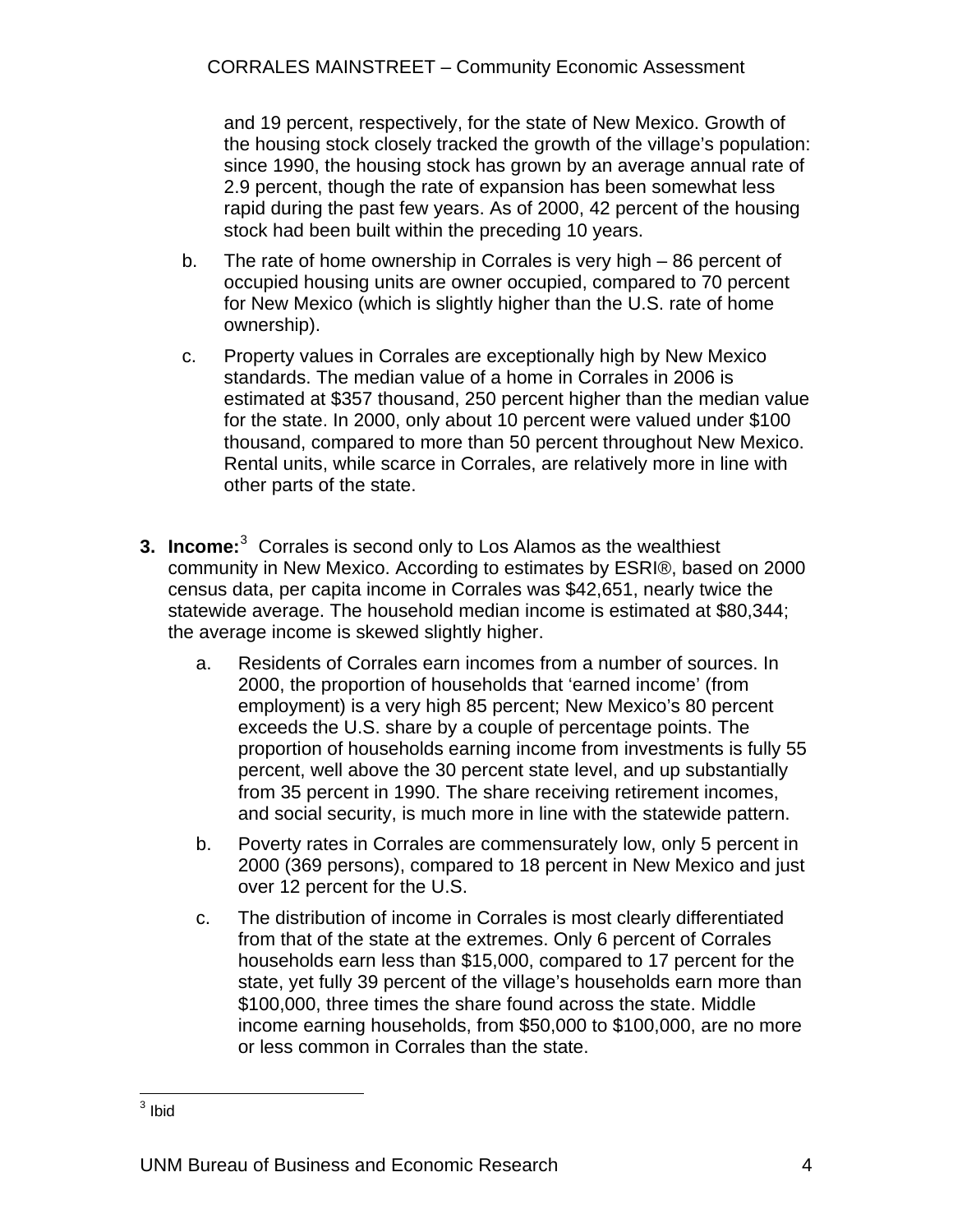and 19 percent, respectively, for the state of New Mexico. Growth of the housing stock closely tracked the growth of the village's population: since 1990, the housing stock has grown by an average annual rate of 2.9 percent, though the rate of expansion has been somewhat less rapid during the past few years. As of 2000, 42 percent of the housing stock had been built within the preceding 10 years.

b. The rate of home ownership in Corrales is very high – 86 percent of occupied housing units are owner occupied, compared to 70 percent for New Mexico (which is slightly higher than the U.S. rate of home ownership).

c. Property values in Corrales are exceptionally high by New Mexico standards. The median value of a home in Corrales in 2006 is estimated at $357 thousand, 250 percent higher than the median value for the state. In 2000, only about 10 percent were valued under $100 thousand, compared to more than 50 percent throughout New Mexico. Rental units, while scarce in Corrales, are relatively more in line with other parts of the state.

3. **Income:**[3] Corrales is second only to Los Alamos as the wealthiest community in New Mexico. According to estimates by ESRI®, based on 2000 census data, per capita income in Corrales was $42,651, nearly twice the statewide average. The household median income is estimated at $80,344; the average income is skewed slightly higher.

   a. Residents of Corrales earn incomes from a number of sources. In 2000, the proportion of households that 'earned income' (from employment) is a very high 85 percent; New Mexico's 80 percent exceeds the U.S. share by a couple of percentage points. The proportion of households earning income from investments is fully 55 percent, well above the 30 percent state level, and up substantially from 35 percent in 1990. The share receiving retirement incomes, and social security, is much more in line with the statewide pattern.

   b. Poverty rates in Corrales are commensurately low, only 5 percent in 2000 (369 persons), compared to 18 percent in New Mexico and just over 12 percent for the U.S.

   c. The distribution of income in Corrales is most clearly differentiated from that of the state at the extremes. Only 6 percent of Corrales households earn less than $15,000, compared to 17 percent for the state, yet fully 39 percent of the village's households earn more than $100,000, three times the share found across the state. Middle income earning households, from $50,000 to $100,000, are no more or less common in Corrales than the state.

---

[3] Ibid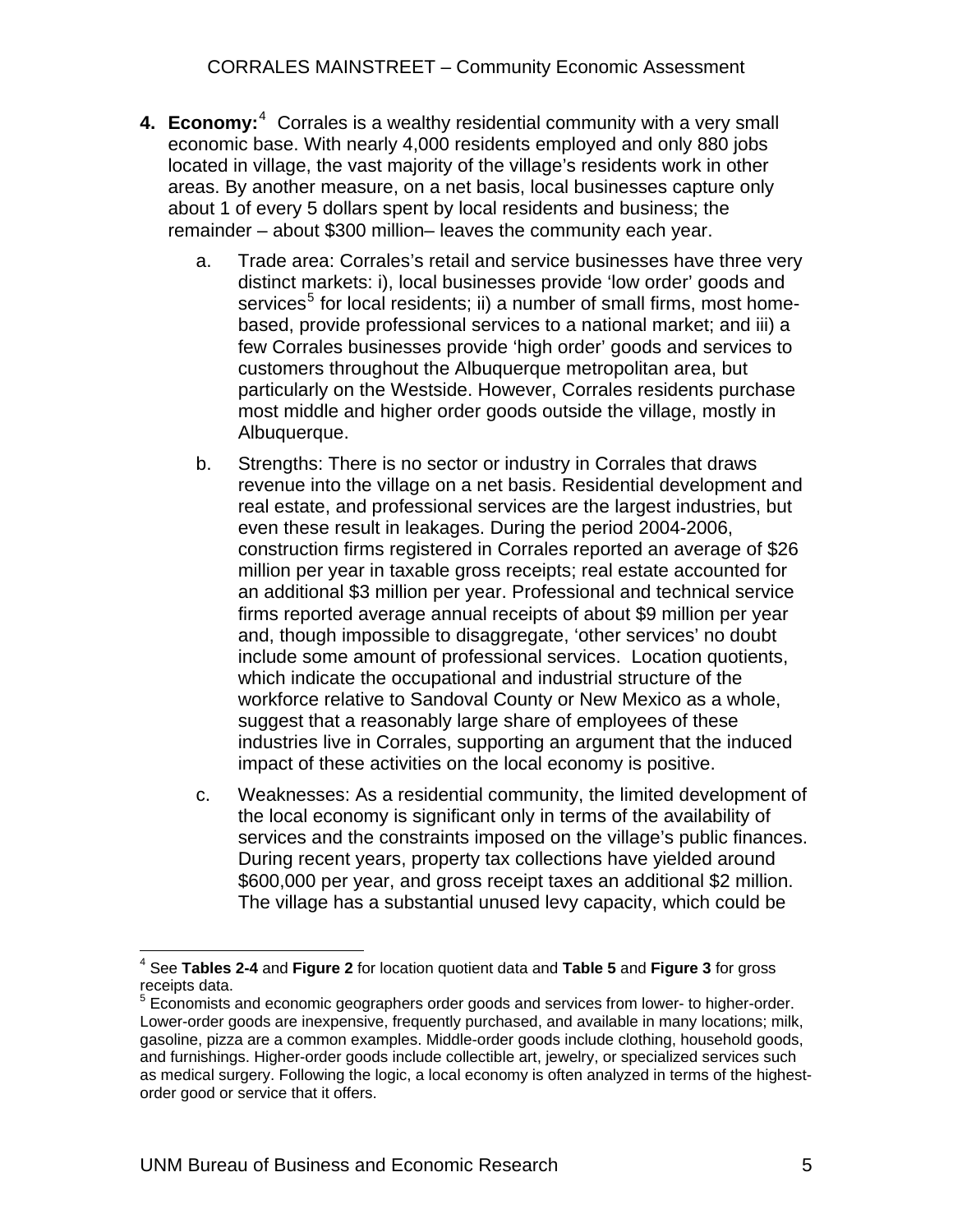4. **Economy:**[4] Corrales is a wealthy residential community with a very small economic base. With nearly 4,000 residents employed and only 880 jobs located in village, the vast majority of the village's residents work in other areas. By another measure, on a net basis, local businesses capture only about 1 of every 5 dollars spent by local residents and business; the remainder – about $300 million– leaves the community each year.

   a. Trade area: Corrales's retail and service businesses have three very distinct markets: i), local businesses provide 'low order' goods and services[5] for local residents; ii) a number of small firms, most home-based, provide professional services to a national market; and iii) a few Corrales businesses provide 'high order' goods and services to customers throughout the Albuquerque metropolitan area, but particularly on the Westside. However, Corrales residents purchase most middle and higher order goods outside the village, mostly in Albuquerque.

   b. Strengths: There is no sector or industry in Corrales that draws revenue into the village on a net basis. Residential development and real estate, and professional services are the largest industries, but even these result in leakages. During the period 2004-2006, construction firms registered in Corrales reported an average of $26 million per year in taxable gross receipts; real estate accounted for an additional $3 million per year. Professional and technical service firms reported average annual receipts of about $9 million per year and, though impossible to disaggregate, 'other services' no doubt include some amount of professional services. Location quotients, which indicate the occupational and industrial structure of the workforce relative to Sandoval County or New Mexico as a whole, suggest that a reasonably large share of employees of these industries live in Corrales, supporting an argument that the induced impact of these activities on the local economy is positive.

   c. Weaknesses: As a residential community, the limited development of the local economy is significant only in terms of the availability of services and the constraints imposed on the village's public finances. During recent years, property tax collections have yielded around $600,000 per year, and gross receipt taxes an additional $2 million. The village has a substantial unused levy capacity, which could be

---

[4] See **Tables 2-4** and **Figure 2** for location quotient data and **Table 5** and **Figure 3** for gross receipts data.

[5] Economists and economic geographers order goods and services from lower- to higher-order. Lower-order goods are inexpensive, frequently purchased, and available in many locations; milk, gasoline, pizza are a common examples. Middle-order goods include clothing, household goods, and furnishings. Higher-order goods include collectible art, jewelry, or specialized services such as medical surgery. Following the logic, a local economy is often analyzed in terms of the highest-order good or service that it offers.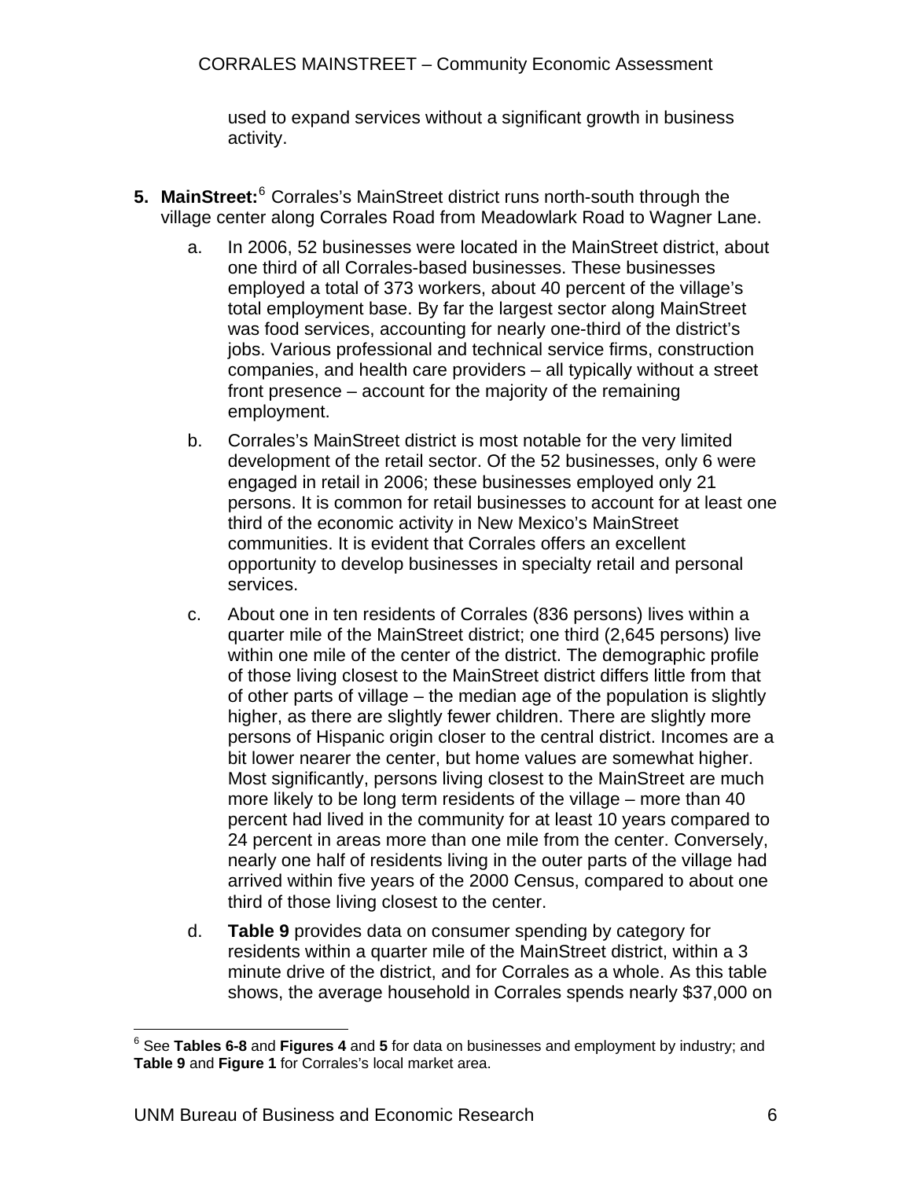used to expand services without a significant growth in business activity.

**5. MainStreet:**[6] Corrales's MainStreet district runs north-south through the village center along Corrales Road from Meadowlark Road to Wagner Lane.

a. In 2006, 52 businesses were located in the MainStreet district, about one third of all Corrales-based businesses. These businesses employed a total of 373 workers, about 40 percent of the village's total employment base. By far the largest sector along MainStreet was food services, accounting for nearly one-third of the district's jobs. Various professional and technical service firms, construction companies, and health care providers – all typically without a street front presence – account for the majority of the remaining employment.

b. Corrales's MainStreet district is most notable for the very limited development of the retail sector. Of the 52 businesses, only 6 were engaged in retail in 2006; these businesses employed only 21 persons. It is common for retail businesses to account for at least one third of the economic activity in New Mexico's MainStreet communities. It is evident that Corrales offers an excellent opportunity to develop businesses in specialty retail and personal services.

c. About one in ten residents of Corrales (836 persons) lives within a quarter mile of the MainStreet district; one third (2,645 persons) live within one mile of the center of the district. The demographic profile of those living closest to the MainStreet district differs little from that of other parts of village – the median age of the population is slightly higher, as there are slightly fewer children. There are slightly more persons of Hispanic origin closer to the central district. Incomes are a bit lower nearer the center, but home values are somewhat higher. Most significantly, persons living closest to the MainStreet are much more likely to be long term residents of the village – more than 40 percent had lived in the community for at least 10 years compared to 24 percent in areas more than one mile from the center. Conversely, nearly one half of residents living in the outer parts of the village had arrived within five years of the 2000 Census, compared to about one third of those living closest to the center.

d. **Table 9** provides data on consumer spending by category for residents within a quarter mile of the MainStreet district, within a 3 minute drive of the district, and for Corrales as a whole. As this table shows, the average household in Corrales spends nearly $37,000 on

---

[6] See **Tables 6-8** and **Figures 4** and **5** for data on businesses and employment by industry; and **Table 9** and **Figure 1** for Corrales's local market area.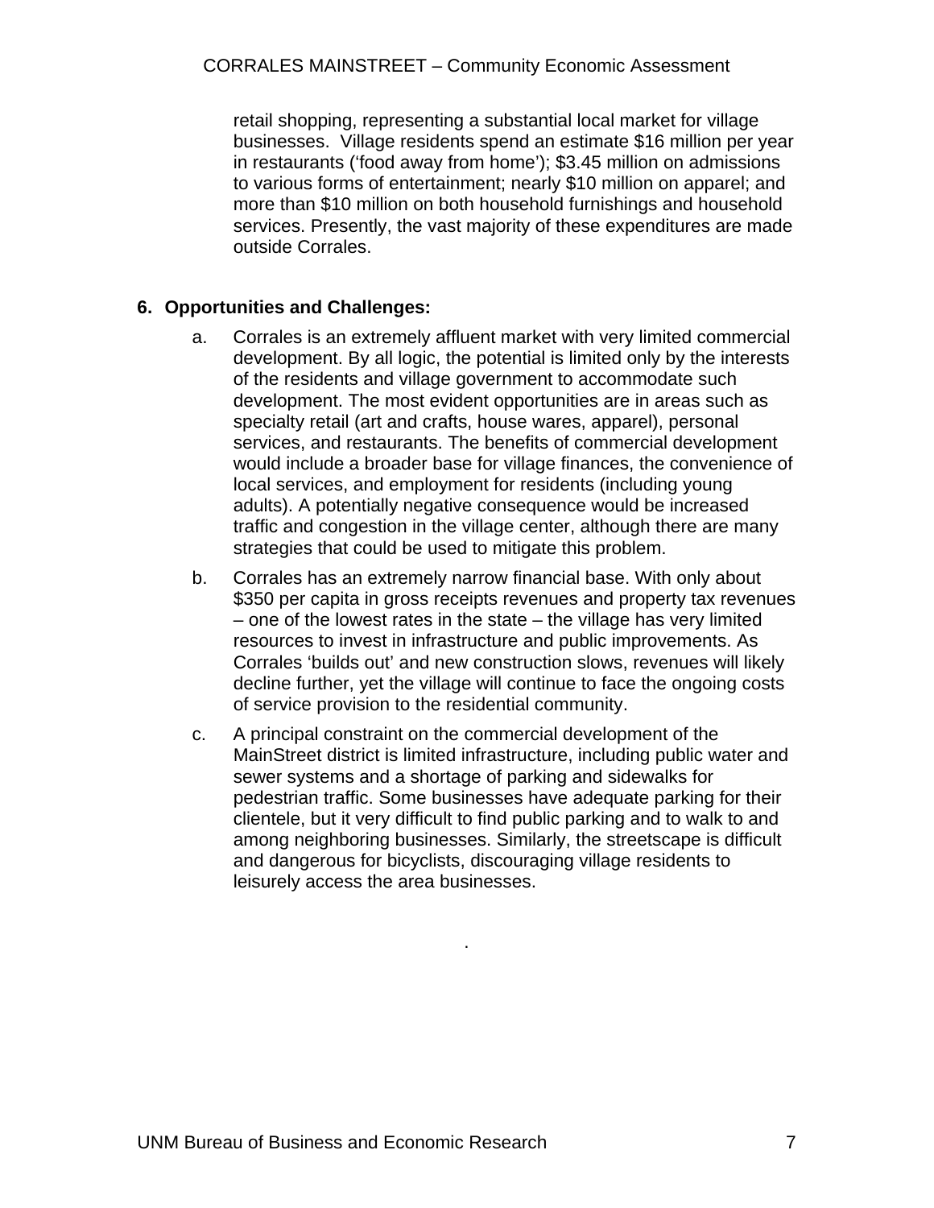retail shopping, representing a substantial local market for village businesses. Village residents spend an estimate $16 million per year in restaurants ('food away from home'); $3.45 million on admissions to various forms of entertainment; nearly $10 million on apparel; and more than $10 million on both household furnishings and household services. Presently, the vast majority of these expenditures are made outside Corrales.

**6. Opportunities and Challenges:**

a. Corrales is an extremely affluent market with very limited commercial development. By all logic, the potential is limited only by the interests of the residents and village government to accommodate such development. The most evident opportunities are in areas such as specialty retail (art and crafts, house wares, apparel), personal services, and restaurants. The benefits of commercial development would include a broader base for village finances, the convenience of local services, and employment for residents (including young adults). A potentially negative consequence would be increased traffic and congestion in the village center, although there are many strategies that could be used to mitigate this problem.

b. Corrales has an extremely narrow financial base. With only about $350 per capita in gross receipts revenues and property tax revenues – one of the lowest rates in the state – the village has very limited resources to invest in infrastructure and public improvements. As Corrales 'builds out' and new construction slows, revenues will likely decline further, yet the village will continue to face the ongoing costs of service provision to the residential community.

c. A principal constraint on the commercial development of the MainStreet district is limited infrastructure, including public water and sewer systems and a shortage of parking and sidewalks for pedestrian traffic. Some businesses have adequate parking for their clientele, but it very difficult to find public parking and to walk to and among neighboring businesses. Similarly, the streetscape is difficult and dangerous for bicyclists, discouraging village residents to leisurely access the area businesses.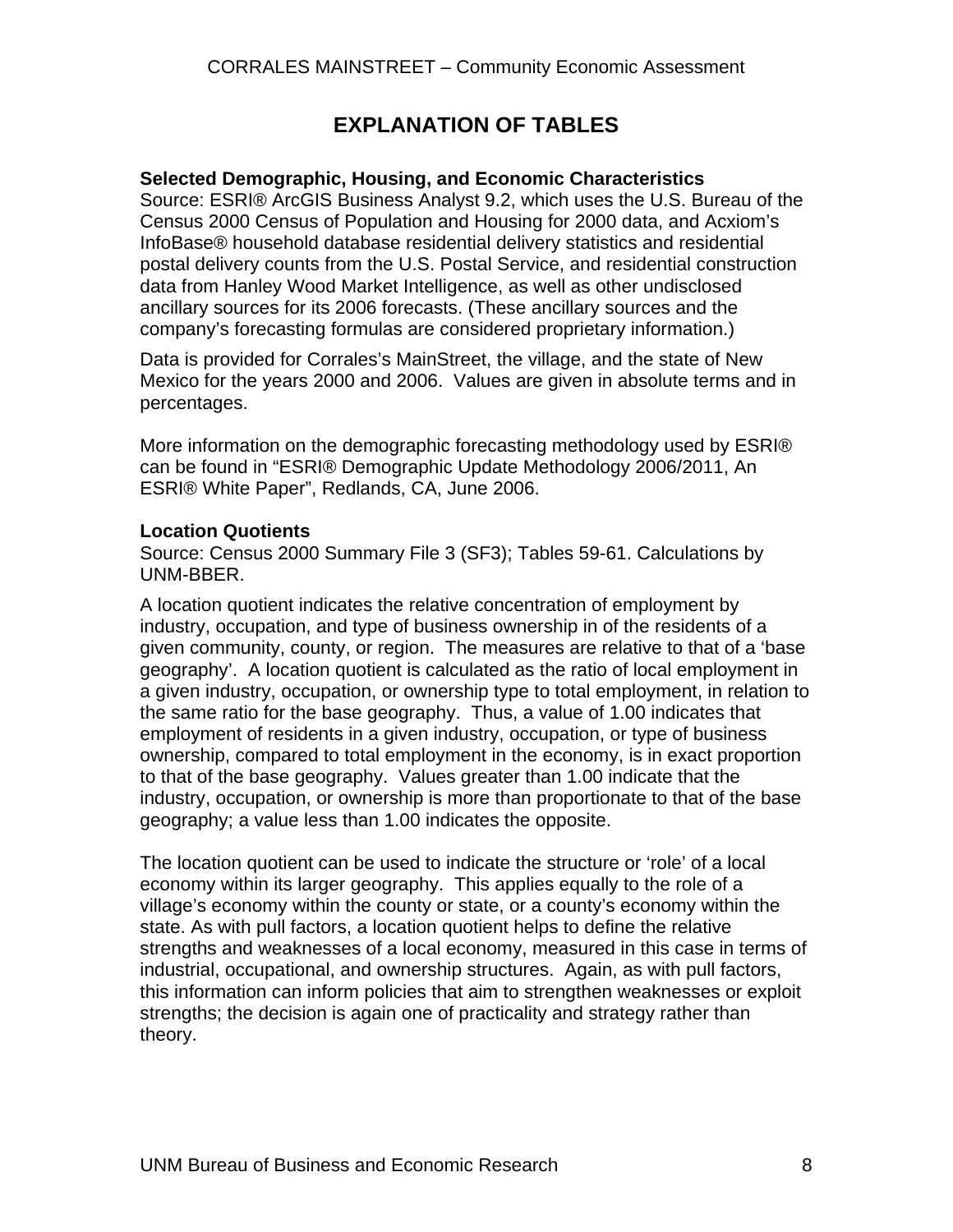# EXPLANATION OF TABLES

**Selected Demographic, Housing, and Economic Characteristics**
Source: ESRI® ArcGIS Business Analyst 9.2, which uses the U.S. Bureau of the Census 2000 Census of Population and Housing for 2000 data, and Acxiom's InfoBase® household database residential delivery statistics and residential postal delivery counts from the U.S. Postal Service, and residential construction data from Hanley Wood Market Intelligence, as well as other undisclosed ancillary sources for its 2006 forecasts. (These ancillary sources and the company's forecasting formulas are considered proprietary information.)

Data is provided for Corrales's MainStreet, the village, and the state of New Mexico for the years 2000 and 2006. Values are given in absolute terms and in percentages.

More information on the demographic forecasting methodology used by ESRI® can be found in "ESRI® Demographic Update Methodology 2006/2011, An ESRI® White Paper", Redlands, CA, June 2006.

**Location Quotients**
Source: Census 2000 Summary File 3 (SF3); Tables 59-61. Calculations by UNM-BBER.

A location quotient indicates the relative concentration of employment by industry, occupation, and type of business ownership in of the residents of a given community, county, or region. The measures are relative to that of a 'base geography'. A location quotient is calculated as the ratio of local employment in a given industry, occupation, or ownership type to total employment, in relation to the same ratio for the base geography. Thus, a value of 1.00 indicates that employment of residents in a given industry, occupation, or type of business ownership, compared to total employment in the economy, is in exact proportion to that of the base geography. Values greater than 1.00 indicate that the industry, occupation, or ownership is more than proportionate to that of the base geography; a value less than 1.00 indicates the opposite.

The location quotient can be used to indicate the structure or 'role' of a local economy within its larger geography. This applies equally to the role of a village's economy within the county or state, or a county's economy within the state. As with pull factors, a location quotient helps to define the relative strengths and weaknesses of a local economy, measured in this case in terms of industrial, occupational, and ownership structures. Again, as with pull factors, this information can inform policies that aim to strengthen weaknesses or exploit strengths; the decision is again one of practicality and strategy rather than theory.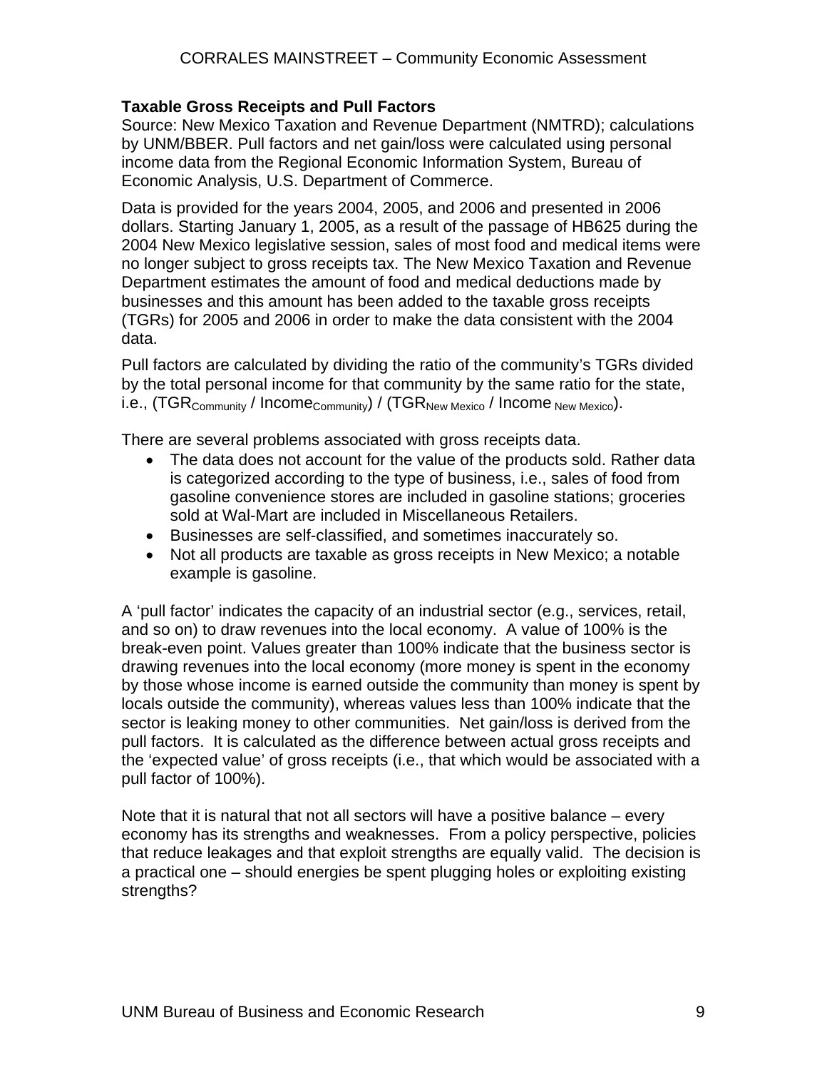**Taxable Gross Receipts and Pull Factors**

Source: New Mexico Taxation and Revenue Department (NMTRD); calculations by UNM/BBER. Pull factors and net gain/loss were calculated using personal income data from the Regional Economic Information System, Bureau of Economic Analysis, U.S. Department of Commerce.

Data is provided for the years 2004, 2005, and 2006 and presented in 2006 dollars. Starting January 1, 2005, as a result of the passage of HB625 during the 2004 New Mexico legislative session, sales of most food and medical items were no longer subject to gross receipts tax. The New Mexico Taxation and Revenue Department estimates the amount of food and medical deductions made by businesses and this amount has been added to the taxable gross receipts (TGRs) for 2005 and 2006 in order to make the data consistent with the 2004 data.

Pull factors are calculated by dividing the ratio of the community's TGRs divided by the total personal income for that community by the same ratio for the state, i.e., $(TGR_{Community} / Income_{Community}) / (TGR_{New\ Mexico} / Income_{New\ Mexico})$.

There are several problems associated with gross receipts data.

- The data does not account for the value of the products sold. Rather data is categorized according to the type of business, i.e., sales of food from gasoline convenience stores are included in gasoline stations; groceries sold at Wal-Mart are included in Miscellaneous Retailers.
- Businesses are self-classified, and sometimes inaccurately so.
- Not all products are taxable as gross receipts in New Mexico; a notable example is gasoline.

A 'pull factor' indicates the capacity of an industrial sector (e.g., services, retail, and so on) to draw revenues into the local economy. A value of 100% is the break-even point. Values greater than 100% indicate that the business sector is drawing revenues into the local economy (more money is spent in the economy by those whose income is earned outside the community than money is spent by locals outside the community), whereas values less than 100% indicate that the sector is leaking money to other communities. Net gain/loss is derived from the pull factors. It is calculated as the difference between actual gross receipts and the 'expected value' of gross receipts (i.e., that which would be associated with a pull factor of 100%).

Note that it is natural that not all sectors will have a positive balance – every economy has its strengths and weaknesses. From a policy perspective, policies that reduce leakages and that exploit strengths are equally valid. The decision is a practical one – should energies be spent plugging holes or exploiting existing strengths?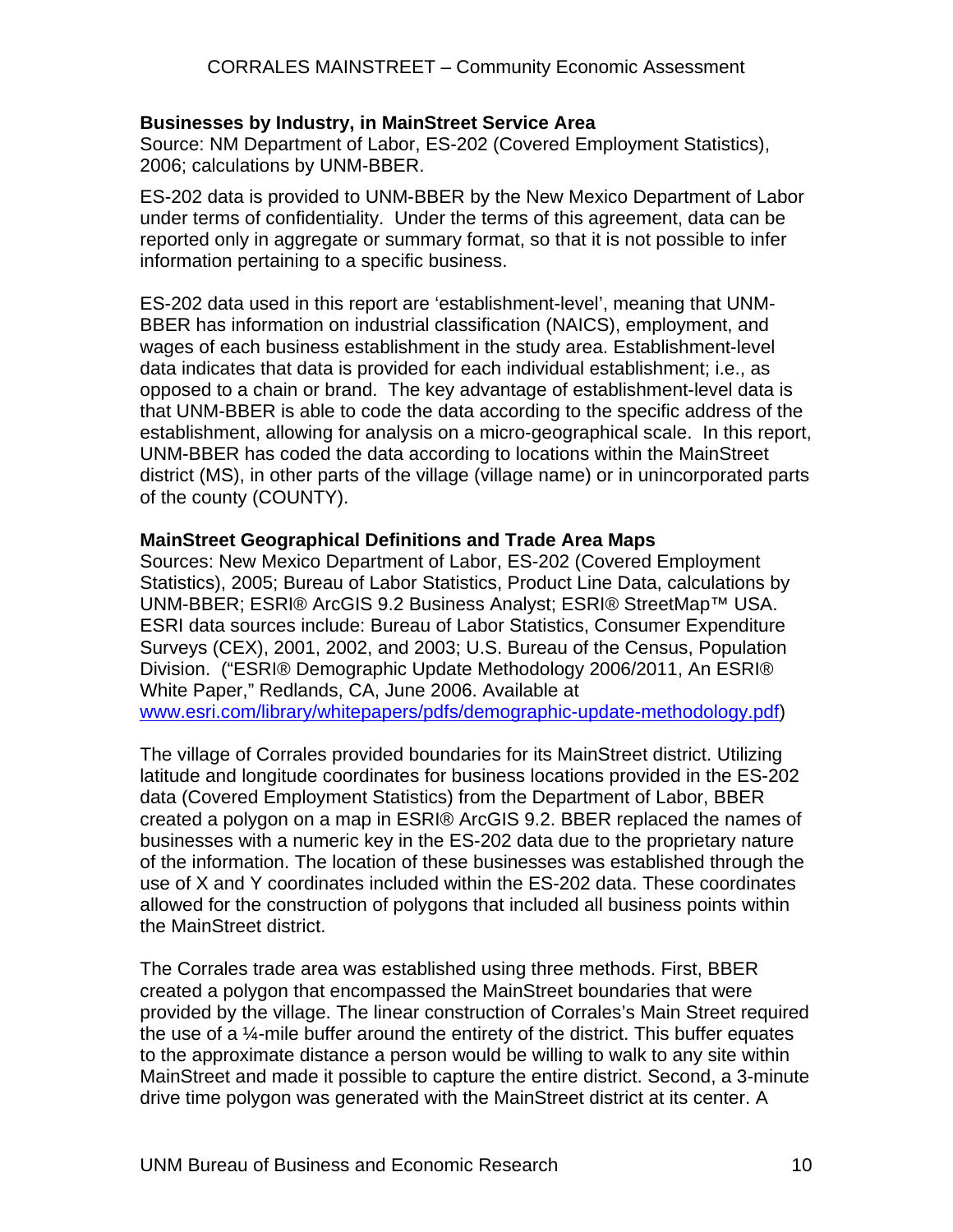**Businesses by Industry, in MainStreet Service Area**
Source: NM Department of Labor, ES-202 (Covered Employment Statistics), 2006; calculations by UNM-BBER.

ES-202 data is provided to UNM-BBER by the New Mexico Department of Labor under terms of confidentiality. Under the terms of this agreement, data can be reported only in aggregate or summary format, so that it is not possible to infer information pertaining to a specific business.

ES-202 data used in this report are 'establishment-level', meaning that UNM-BBER has information on industrial classification (NAICS), employment, and wages of each business establishment in the study area. Establishment-level data indicates that data is provided for each individual establishment; i.e., as opposed to a chain or brand. The key advantage of establishment-level data is that UNM-BBER is able to code the data according to the specific address of the establishment, allowing for analysis on a micro-geographical scale. In this report, UNM-BBER has coded the data according to locations within the MainStreet district (MS), in other parts of the village (village name) or in unincorporated parts of the county (COUNTY).

**MainStreet Geographical Definitions and Trade Area Maps**
Sources: New Mexico Department of Labor, ES-202 (Covered Employment Statistics), 2005; Bureau of Labor Statistics, Product Line Data, calculations by UNM-BBER; ESRI® ArcGIS 9.2 Business Analyst; ESRI® StreetMap™ USA. ESRI data sources include: Bureau of Labor Statistics, Consumer Expenditure Surveys (CEX), 2001, 2002, and 2003; U.S. Bureau of the Census, Population Division. ("ESRI® Demographic Update Methodology 2006/2011, An ESRI® White Paper," Redlands, CA, June 2006. Available at [www.esri.com/library/whitepapers/pdfs/demographic-update-methodology.pdf](www.esri.com/library/whitepapers/pdfs/demographic-update-methodology.pdf))

The village of Corrales provided boundaries for its MainStreet district. Utilizing latitude and longitude coordinates for business locations provided in the ES-202 data (Covered Employment Statistics) from the Department of Labor, BBER created a polygon on a map in ESRI® ArcGIS 9.2. BBER replaced the names of businesses with a numeric key in the ES-202 data due to the proprietary nature of the information. The location of these businesses was established through the use of X and Y coordinates included within the ES-202 data. These coordinates allowed for the construction of polygons that included all business points within the MainStreet district.

The Corrales trade area was established using three methods. First, BBER created a polygon that encompassed the MainStreet boundaries that were provided by the village. The linear construction of Corrales's Main Street required the use of a ¼-mile buffer around the entirety of the district. This buffer equates to the approximate distance a person would be willing to walk to any site within MainStreet and made it possible to capture the entire district. Second, a 3-minute drive time polygon was generated with the MainStreet district at its center. A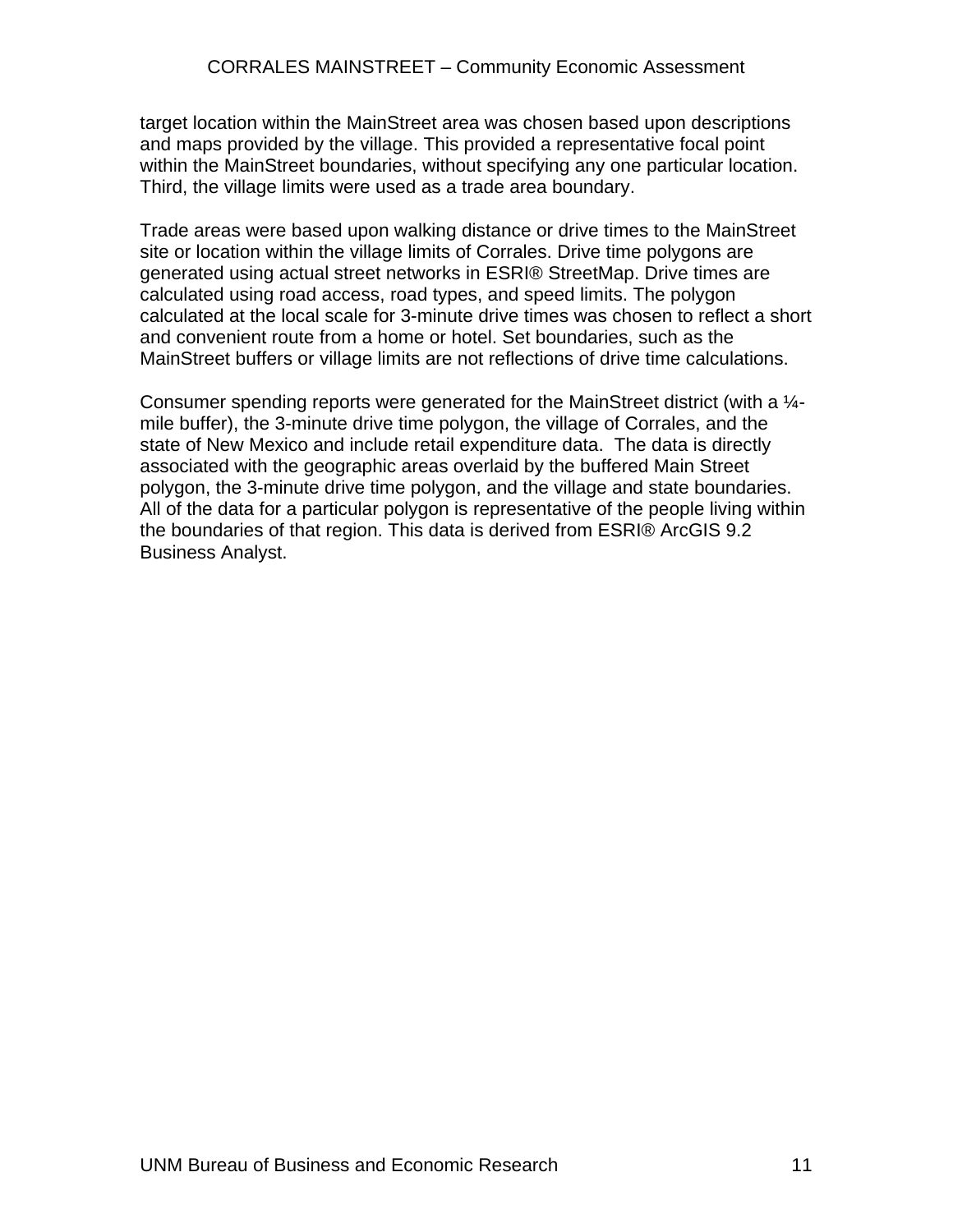target location within the MainStreet area was chosen based upon descriptions and maps provided by the village. This provided a representative focal point within the MainStreet boundaries, without specifying any one particular location. Third, the village limits were used as a trade area boundary.

Trade areas were based upon walking distance or drive times to the MainStreet site or location within the village limits of Corrales. Drive time polygons are generated using actual street networks in ESRI® StreetMap. Drive times are calculated using road access, road types, and speed limits. The polygon calculated at the local scale for 3-minute drive times was chosen to reflect a short and convenient route from a home or hotel. Set boundaries, such as the MainStreet buffers or village limits are not reflections of drive time calculations.

Consumer spending reports were generated for the MainStreet district (with a ¼-mile buffer), the 3-minute drive time polygon, the village of Corrales, and the state of New Mexico and include retail expenditure data. The data is directly associated with the geographic areas overlaid by the buffered Main Street polygon, the 3-minute drive time polygon, and the village and state boundaries. All of the data for a particular polygon is representative of the people living within the boundaries of that region. This data is derived from ESRI® ArcGIS 9.2 Business Analyst.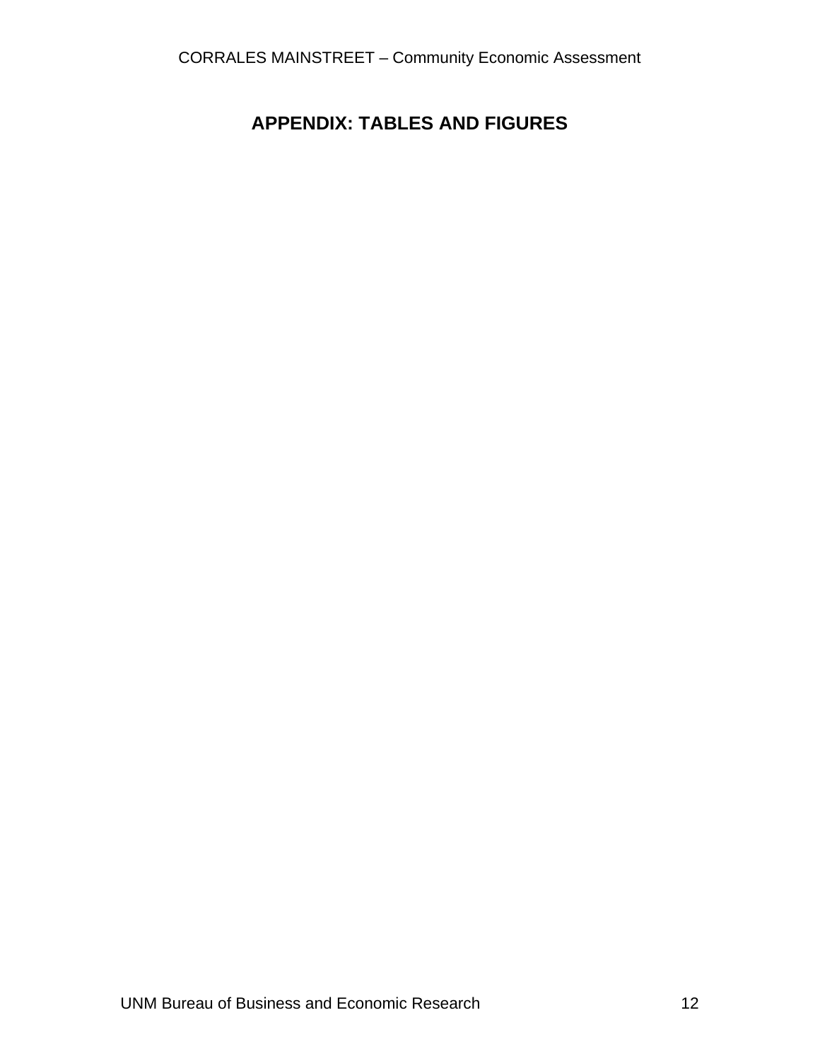# APPENDIX: TABLES AND FIGURES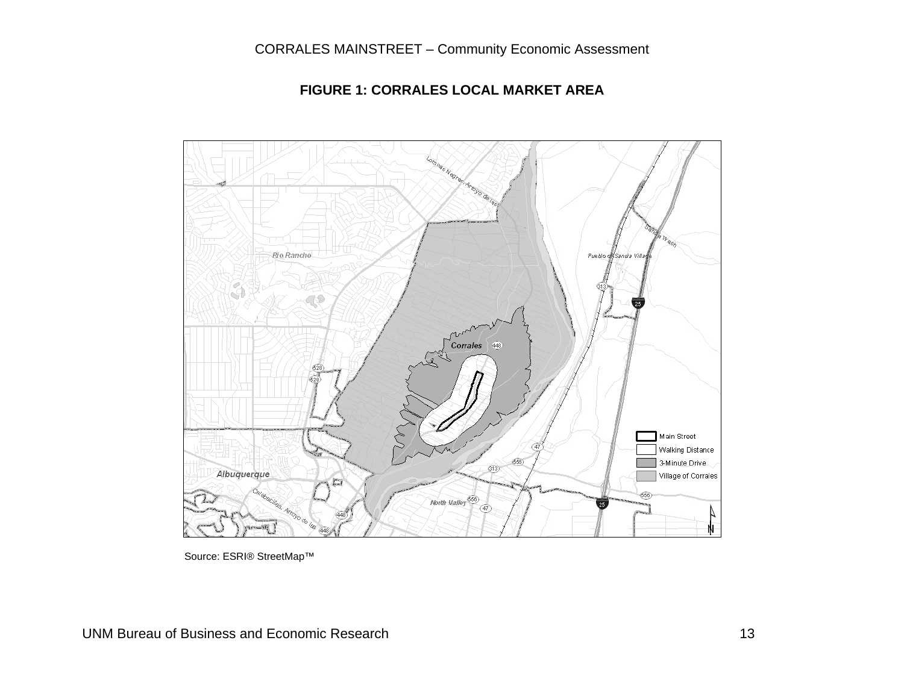**FIGURE 1: CORRALES LOCAL MARKET AREA**

Source: ESRI® StreetMap™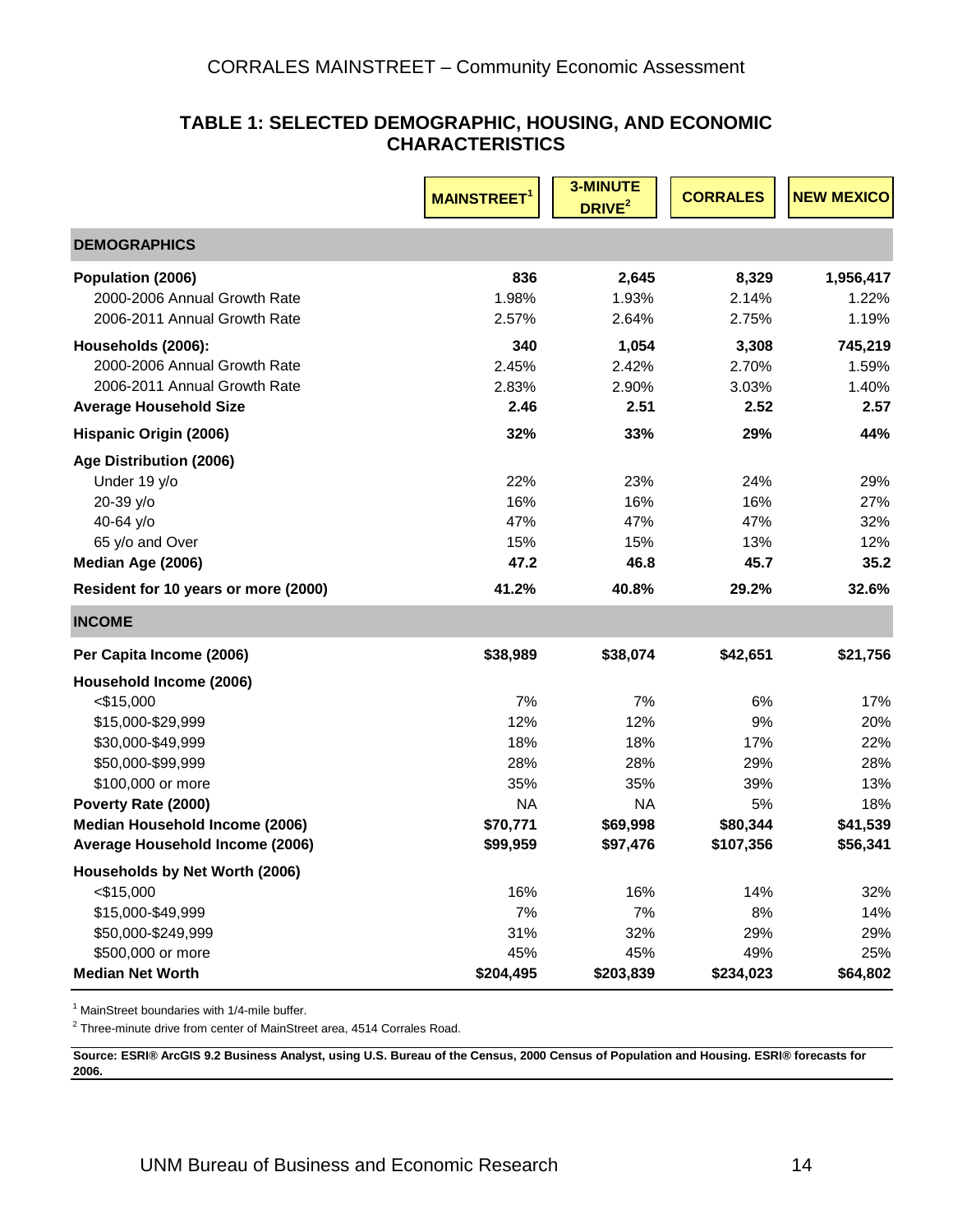### TABLE 1: SELECTED DEMOGRAPHIC, HOUSING, AND ECONOMIC CHARACTERISTICS

| | MAINSTREET[1] | 3-MINUTE DRIVE[2] | CORRALES | NEW MEXICO |
|---|---|---|---|---|
| **DEMOGRAPHICS** | | | | |
| **Population (2006)** | **836** | **2,645** | **8,329** | **1,956,417** |
| 2000-2006 Annual Growth Rate | 1.98% | 1.93% | 2.14% | 1.22% |
| 2006-2011 Annual Growth Rate | 2.57% | 2.64% | 2.75% | 1.19% |
| **Households (2006):** | **340** | **1,054** | **3,308** | **745,219** |
| 2000-2006 Annual Growth Rate | 2.45% | 2.42% | 2.70% | 1.59% |
| 2006-2011 Annual Growth Rate | 2.83% | 2.90% | 3.03% | 1.40% |
| **Average Household Size** | **2.46** | **2.51** | **2.52** | **2.57** |
| **Hispanic Origin (2006)** | **32%** | **33%** | **29%** | **44%** |
| **Age Distribution (2006)** | | | | |
| Under 19 y/o | 22% | 23% | 24% | 29% |
| 20-39 y/o | 16% | 16% | 16% | 27% |
| 40-64 y/o | 47% | 47% | 47% | 32% |
| 65 y/o and Over | 15% | 15% | 13% | 12% |
| **Median Age (2006)** | **47.2** | **46.8** | **45.7** | **35.2** |
| **Resident for 10 years or more (2000)** | **41.2%** | **40.8%** | **29.2%** | **32.6%** |
| **INCOME** | | | | |
| **Per Capita Income (2006)** | **$38,989** | **$38,074** | **$42,651** | **$21,756** |
| **Household Income (2006)** | | | | |
| <$15,000 | 7% | 7% | 6% | 17% |
| $15,000-$29,999 | 12% | 12% | 9% | 20% |
| $30,000-$49,999 | 18% | 18% | 17% | 22% |
| $50,000-$99,999 | 28% | 28% | 29% | 28% |
| $100,000 or more | 35% | 35% | 39% | 13% |
| **Poverty Rate (2000)** | NA | NA | 5% | 18% |
| **Median Household Income (2006)** | **$70,771** | **$69,998** | **$80,344** | **$41,539** |
| **Average Household Income (2006)** | **$99,959** | **$97,476** | **$107,356** | **$56,341** |
| **Households by Net Worth (2006)** | | | | |
| <$15,000 | 16% | 16% | 14% | 32% |
| $15,000-$49,999 | 7% | 7% | 8% | 14% |
| $50,000-$249,999 | 31% | 32% | 29% | 29% |
| $500,000 or more | 45% | 45% | 49% | 25% |
| **Median Net Worth** | **$204,495** | **$203,839** | **$234,023** | **$64,802** |

[1] MainStreet boundaries with 1/4-mile buffer.

[2] Three-minute drive from center of MainStreet area, 4514 Corrales Road.

**Source: ESRI® ArcGIS 9.2 Business Analyst, using U.S. Bureau of the Census, 2000 Census of Population and Housing. ESRI® forecasts for 2006.**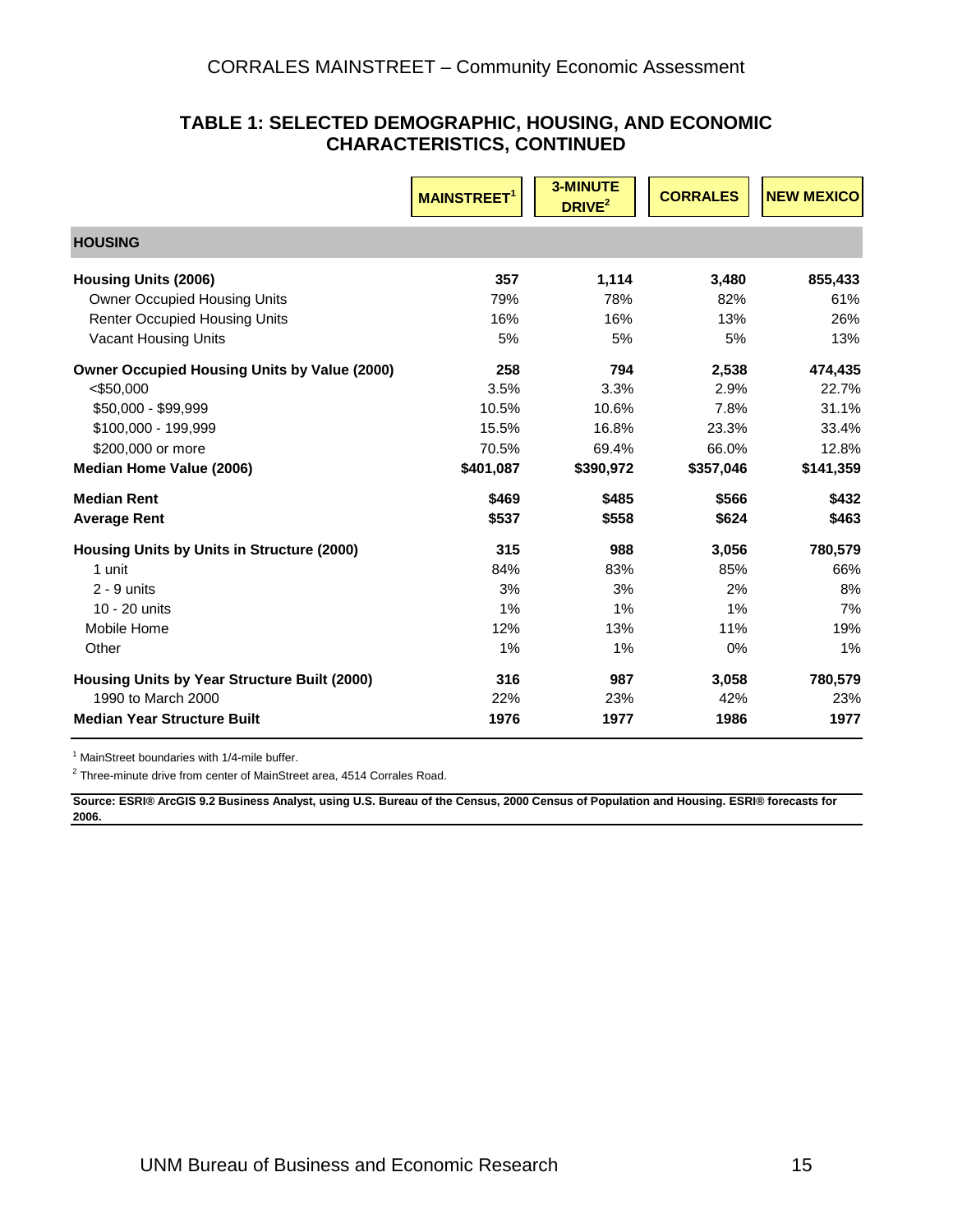## TABLE 1: SELECTED DEMOGRAPHIC, HOUSING, AND ECONOMIC CHARACTERISTICS, CONTINUED

| | MAINSTREET[1] | 3-MINUTE DRIVE[2] | CORRALES | NEW MEXICO |
|---|---|---|---|---|
| **HOUSING** | | | | |
| **Housing Units (2006)** | **357** | **1,114** | **3,480** | **855,433** |
| Owner Occupied Housing Units | 79% | 78% | 82% | 61% |
| Renter Occupied Housing Units | 16% | 16% | 13% | 26% |
| Vacant Housing Units | 5% | 5% | 5% | 13% |
| **Owner Occupied Housing Units by Value (2000)** | **258** | **794** | **2,538** | **474,435** |
| <$50,000 | 3.5% | 3.3% | 2.9% | 22.7% |
| $50,000 - $99,999 | 10.5% | 10.6% | 7.8% | 31.1% |
| $100,000 - 199,999 | 15.5% | 16.8% | 23.3% | 33.4% |
| $200,000 or more | 70.5% | 69.4% | 66.0% | 12.8% |
| **Median Home Value (2006)** | **$401,087** | **$390,972** | **$357,046** | **$141,359** |
| **Median Rent** | **$469** | **$485** | **$566** | **$432** |
| **Average Rent** | **$537** | **$558** | **$624** | **$463** |
| **Housing Units by Units in Structure (2000)** | **315** | **988** | **3,056** | **780,579** |
| 1 unit | 84% | 83% | 85% | 66% |
| 2 - 9 units | 3% | 3% | 2% | 8% |
| 10 - 20 units | 1% | 1% | 1% | 7% |
| Mobile Home | 12% | 13% | 11% | 19% |
| Other | 1% | 1% | 0% | 1% |
| **Housing Units by Year Structure Built (2000)** | **316** | **987** | **3,058** | **780,579** |
| 1990 to March 2000 | 22% | 23% | 42% | 23% |
| **Median Year Structure Built** | **1976** | **1977** | **1986** | **1977** |

[1] MainStreet boundaries with 1/4-mile buffer.

[2] Three-minute drive from center of MainStreet area, 4514 Corrales Road.

**Source: ESRI® ArcGIS 9.2 Business Analyst, using U.S. Bureau of the Census, 2000 Census of Population and Housing. ESRI® forecasts for 2006.**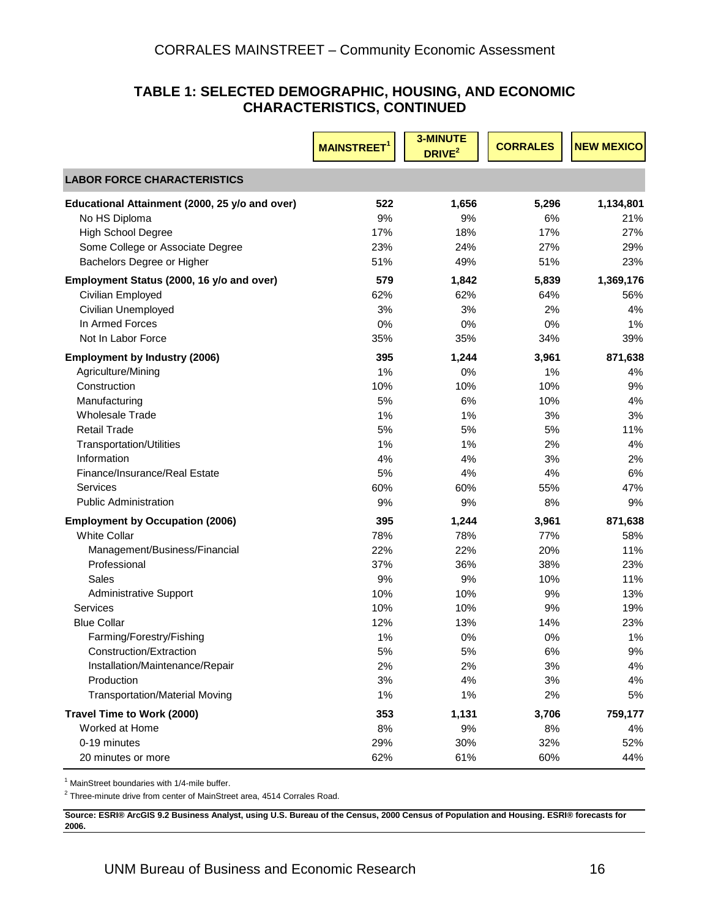## TABLE 1: SELECTED DEMOGRAPHIC, HOUSING, AND ECONOMIC CHARACTERISTICS, CONTINUED

| | MAINSTREET[1] | 3-MINUTE DRIVE[2] | CORRALES | NEW MEXICO |
|---|---|---|---|---|
| **LABOR FORCE CHARACTERISTICS** | | | | |
| **Educational Attainment (2000, 25 y/o and over)** | **522** | **1,656** | **5,296** | **1,134,801** |
| No HS Diploma | 9% | 9% | 6% | 21% |
| High School Degree | 17% | 18% | 17% | 27% |
| Some College or Associate Degree | 23% | 24% | 27% | 29% |
| Bachelors Degree or Higher | 51% | 49% | 51% | 23% |
| **Employment Status (2000, 16 y/o and over)** | **579** | **1,842** | **5,839** | **1,369,176** |
| Civilian Employed | 62% | 62% | 64% | 56% |
| Civilian Unemployed | 3% | 3% | 2% | 4% |
| In Armed Forces | 0% | 0% | 0% | 1% |
| Not In Labor Force | 35% | 35% | 34% | 39% |
| **Employment by Industry (2006)** | **395** | **1,244** | **3,961** | **871,638** |
| Agriculture/Mining | 1% | 0% | 1% | 4% |
| Construction | 10% | 10% | 10% | 9% |
| Manufacturing | 5% | 6% | 10% | 4% |
| Wholesale Trade | 1% | 1% | 3% | 3% |
| Retail Trade | 5% | 5% | 5% | 11% |
| Transportation/Utilities | 1% | 1% | 2% | 4% |
| Information | 4% | 4% | 3% | 2% |
| Finance/Insurance/Real Estate | 5% | 4% | 4% | 6% |
| Services | 60% | 60% | 55% | 47% |
| Public Administration | 9% | 9% | 8% | 9% |
| **Employment by Occupation (2006)** | **395** | **1,244** | **3,961** | **871,638** |
| White Collar | 78% | 78% | 77% | 58% |
| Management/Business/Financial | 22% | 22% | 20% | 11% |
| Professional | 37% | 36% | 38% | 23% |
| Sales | 9% | 9% | 10% | 11% |
| Administrative Support | 10% | 10% | 9% | 13% |
| Services | 10% | 10% | 9% | 19% |
| Blue Collar | 12% | 13% | 14% | 23% |
| Farming/Forestry/Fishing | 1% | 0% | 0% | 1% |
| Construction/Extraction | 5% | 5% | 6% | 9% |
| Installation/Maintenance/Repair | 2% | 2% | 3% | 4% |
| Production | 3% | 4% | 3% | 4% |
| Transportation/Material Moving | 1% | 1% | 2% | 5% |
| **Travel Time to Work (2000)** | **353** | **1,131** | **3,706** | **759,177** |
| Worked at Home | 8% | 9% | 8% | 4% |
| 0-19 minutes | 29% | 30% | 32% | 52% |
| 20 minutes or more | 62% | 61% | 60% | 44% |

[1] MainStreet boundaries with 1/4-mile buffer.

[2] Three-minute drive from center of MainStreet area, 4514 Corrales Road.

**Source: ESRI® ArcGIS 9.2 Business Analyst, using U.S. Bureau of the Census, 2000 Census of Population and Housing. ESRI® forecasts for 2006.**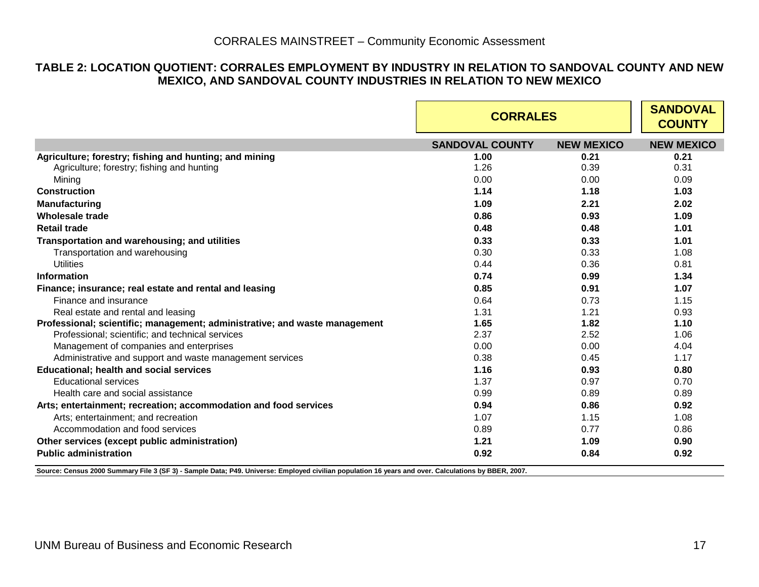## TABLE 2: LOCATION QUOTIENT: CORRALES EMPLOYMENT BY INDUSTRY IN RELATION TO SANDOVAL COUNTY AND NEW MEXICO, AND SANDOVAL COUNTY INDUSTRIES IN RELATION TO NEW MEXICO

| | CORRALES | | SANDOVAL COUNTY |
|---|---|---|---|
| | SANDOVAL COUNTY | NEW MEXICO | NEW MEXICO |
| **Agriculture; forestry; fishing and hunting; and mining** | **1.00** | **0.21** | **0.21** |
| Agriculture; forestry; fishing and hunting | 1.26 | 0.39 | 0.31 |
| Mining | 0.00 | 0.00 | 0.09 |
| **Construction** | **1.14** | **1.18** | **1.03** |
| **Manufacturing** | **1.09** | **2.21** | **2.02** |
| **Wholesale trade** | **0.86** | **0.93** | **1.09** |
| **Retail trade** | **0.48** | **0.48** | **1.01** |
| **Transportation and warehousing; and utilities** | **0.33** | **0.33** | **1.01** |
| Transportation and warehousing | 0.30 | 0.33 | 1.08 |
| Utilities | 0.44 | 0.36 | 0.81 |
| **Information** | **0.74** | **0.99** | **1.34** |
| **Finance; insurance; real estate and rental and leasing** | **0.85** | **0.91** | **1.07** |
| Finance and insurance | 0.64 | 0.73 | 1.15 |
| Real estate and rental and leasing | 1.31 | 1.21 | 0.93 |
| **Professional; scientific; management; administrative; and waste management** | **1.65** | **1.82** | **1.10** |
| Professional; scientific; and technical services | 2.37 | 2.52 | 1.06 |
| Management of companies and enterprises | 0.00 | 0.00 | 4.04 |
| Administrative and support and waste management services | 0.38 | 0.45 | 1.17 |
| **Educational; health and social services** | **1.16** | **0.93** | **0.80** |
| Educational services | 1.37 | 0.97 | 0.70 |
| Health care and social assistance | 0.99 | 0.89 | 0.89 |
| **Arts; entertainment; recreation; accommodation and food services** | **0.94** | **0.86** | **0.92** |
| Arts; entertainment; and recreation | 1.07 | 1.15 | 1.08 |
| Accommodation and food services | 0.89 | 0.77 | 0.86 |
| **Other services (except public administration)** | **1.21** | **1.09** | **0.90** |
| **Public administration** | **0.92** | **0.84** | **0.92** |

**Source: Census 2000 Summary File 3 (SF 3) - Sample Data; P49. Universe: Employed civilian population 16 years and over. Calculations by BBER, 2007.**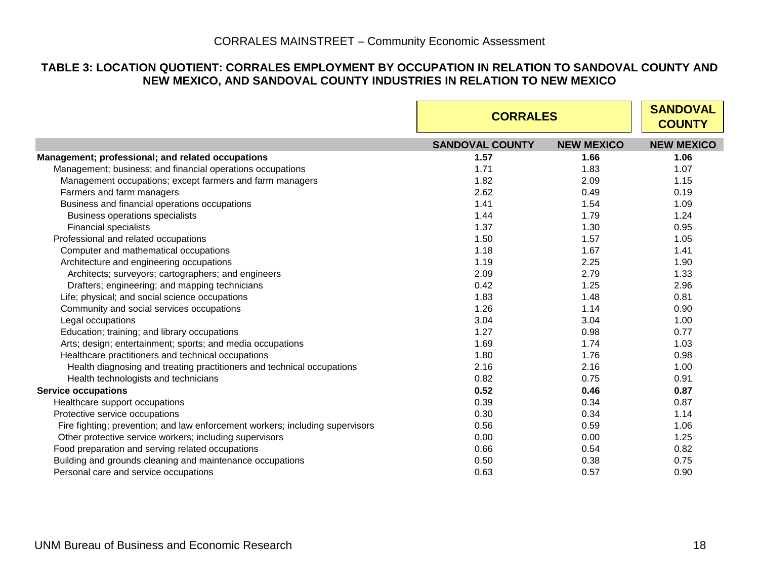**TABLE 3: LOCATION QUOTIENT: CORRALES EMPLOYMENT BY OCCUPATION IN RELATION TO SANDOVAL COUNTY AND NEW MEXICO, AND SANDOVAL COUNTY INDUSTRIES IN RELATION TO NEW MEXICO**

| | CORRALES | | SANDOVAL COUNTY |
|---|---|---|---|
| | SANDOVAL COUNTY | NEW MEXICO | NEW MEXICO |
| **Management; professional; and related occupations** | **1.57** | **1.66** | **1.06** |
| Management; business; and financial operations occupations | 1.71 | 1.83 | 1.07 |
| Management occupations; except farmers and farm managers | 1.82 | 2.09 | 1.15 |
| Farmers and farm managers | 2.62 | 0.49 | 0.19 |
| Business and financial operations occupations | 1.41 | 1.54 | 1.09 |
| Business operations specialists | 1.44 | 1.79 | 1.24 |
| Financial specialists | 1.37 | 1.30 | 0.95 |
| Professional and related occupations | 1.50 | 1.57 | 1.05 |
| Computer and mathematical occupations | 1.18 | 1.67 | 1.41 |
| Architecture and engineering occupations | 1.19 | 2.25 | 1.90 |
| Architects; surveyors; cartographers; and engineers | 2.09 | 2.79 | 1.33 |
| Drafters; engineering; and mapping technicians | 0.42 | 1.25 | 2.96 |
| Life; physical; and social science occupations | 1.83 | 1.48 | 0.81 |
| Community and social services occupations | 1.26 | 1.14 | 0.90 |
| Legal occupations | 3.04 | 3.04 | 1.00 |
| Education; training; and library occupations | 1.27 | 0.98 | 0.77 |
| Arts; design; entertainment; sports; and media occupations | 1.69 | 1.74 | 1.03 |
| Healthcare practitioners and technical occupations | 1.80 | 1.76 | 0.98 |
| Health diagnosing and treating practitioners and technical occupations | 2.16 | 2.16 | 1.00 |
| Health technologists and technicians | 0.82 | 0.75 | 0.91 |
| **Service occupations** | **0.52** | **0.46** | **0.87** |
| Healthcare support occupations | 0.39 | 0.34 | 0.87 |
| Protective service occupations | 0.30 | 0.34 | 1.14 |
| Fire fighting; prevention; and law enforcement workers; including supervisors | 0.56 | 0.59 | 1.06 |
| Other protective service workers; including supervisors | 0.00 | 0.00 | 1.25 |
| Food preparation and serving related occupations | 0.66 | 0.54 | 0.82 |
| Building and grounds cleaning and maintenance occupations | 0.50 | 0.38 | 0.75 |
| Personal care and service occupations | 0.63 | 0.57 | 0.90 |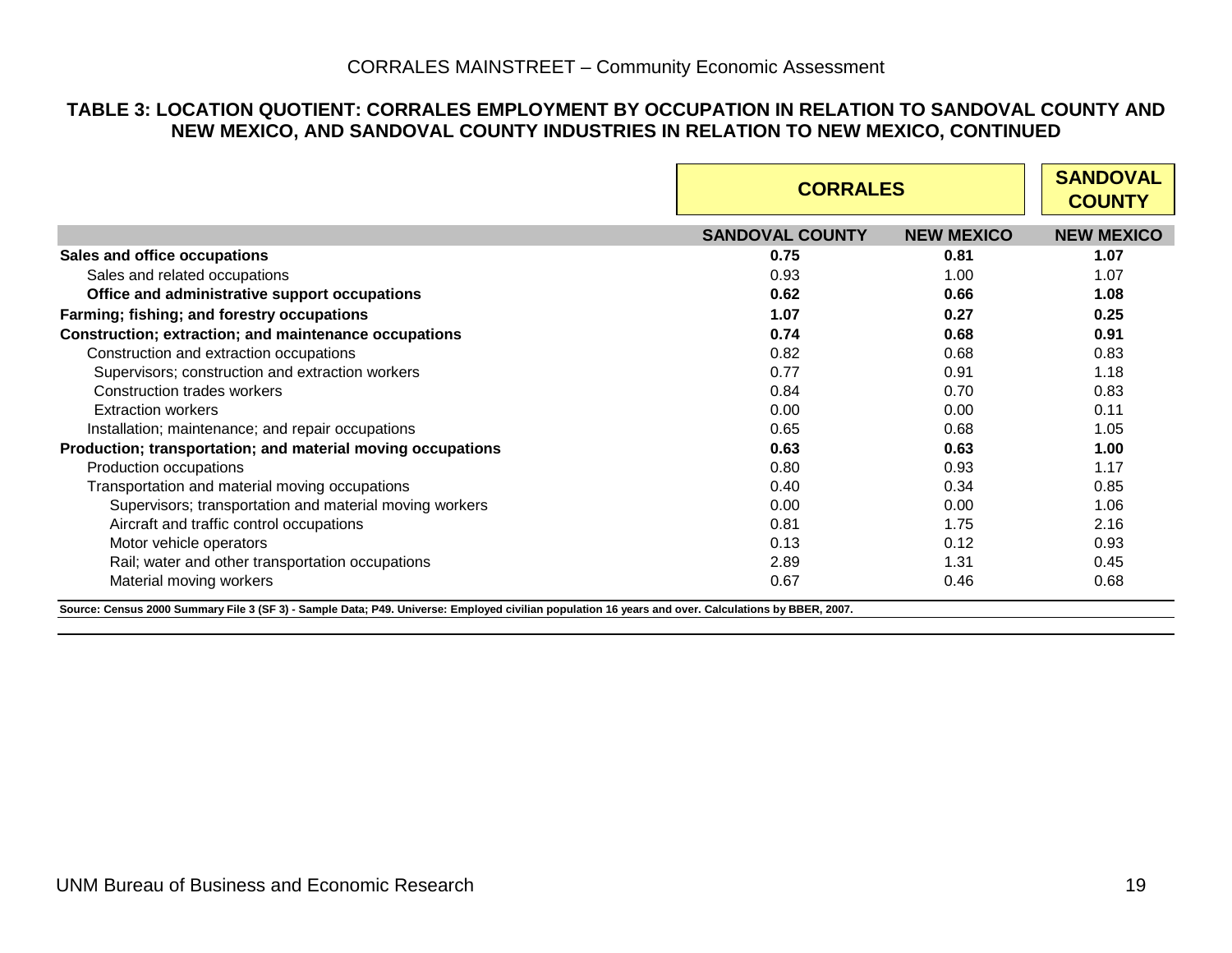## TABLE 3: LOCATION QUOTIENT: CORRALES EMPLOYMENT BY OCCUPATION IN RELATION TO SANDOVAL COUNTY AND NEW MEXICO, AND SANDOVAL COUNTY INDUSTRIES IN RELATION TO NEW MEXICO, CONTINUED

| | CORRALES | | SANDOVAL COUNTY |
|---|---|---|---|
| | SANDOVAL COUNTY | NEW MEXICO | NEW MEXICO |
| **Sales and office occupations** | **0.75** | **0.81** | **1.07** |
| Sales and related occupations | 0.93 | 1.00 | 1.07 |
| **Office and administrative support occupations** | **0.62** | **0.66** | **1.08** |
| **Farming; fishing; and forestry occupations** | **1.07** | **0.27** | **0.25** |
| **Construction; extraction; and maintenance occupations** | **0.74** | **0.68** | **0.91** |
| Construction and extraction occupations | 0.82 | 0.68 | 0.83 |
| Supervisors; construction and extraction workers | 0.77 | 0.91 | 1.18 |
| Construction trades workers | 0.84 | 0.70 | 0.83 |
| Extraction workers | 0.00 | 0.00 | 0.11 |
| Installation; maintenance; and repair occupations | 0.65 | 0.68 | 1.05 |
| **Production; transportation; and material moving occupations** | **0.63** | **0.63** | **1.00** |
| Production occupations | 0.80 | 0.93 | 1.17 |
| Transportation and material moving occupations | 0.40 | 0.34 | 0.85 |
| Supervisors; transportation and material moving workers | 0.00 | 0.00 | 1.06 |
| Aircraft and traffic control occupations | 0.81 | 1.75 | 2.16 |
| Motor vehicle operators | 0.13 | 0.12 | 0.93 |
| Rail; water and other transportation occupations | 2.89 | 1.31 | 0.45 |
| Material moving workers | 0.67 | 0.46 | 0.68 |

**Source: Census 2000 Summary File 3 (SF 3) - Sample Data; P49. Universe: Employed civilian population 16 years and over. Calculations by BBER, 2007.**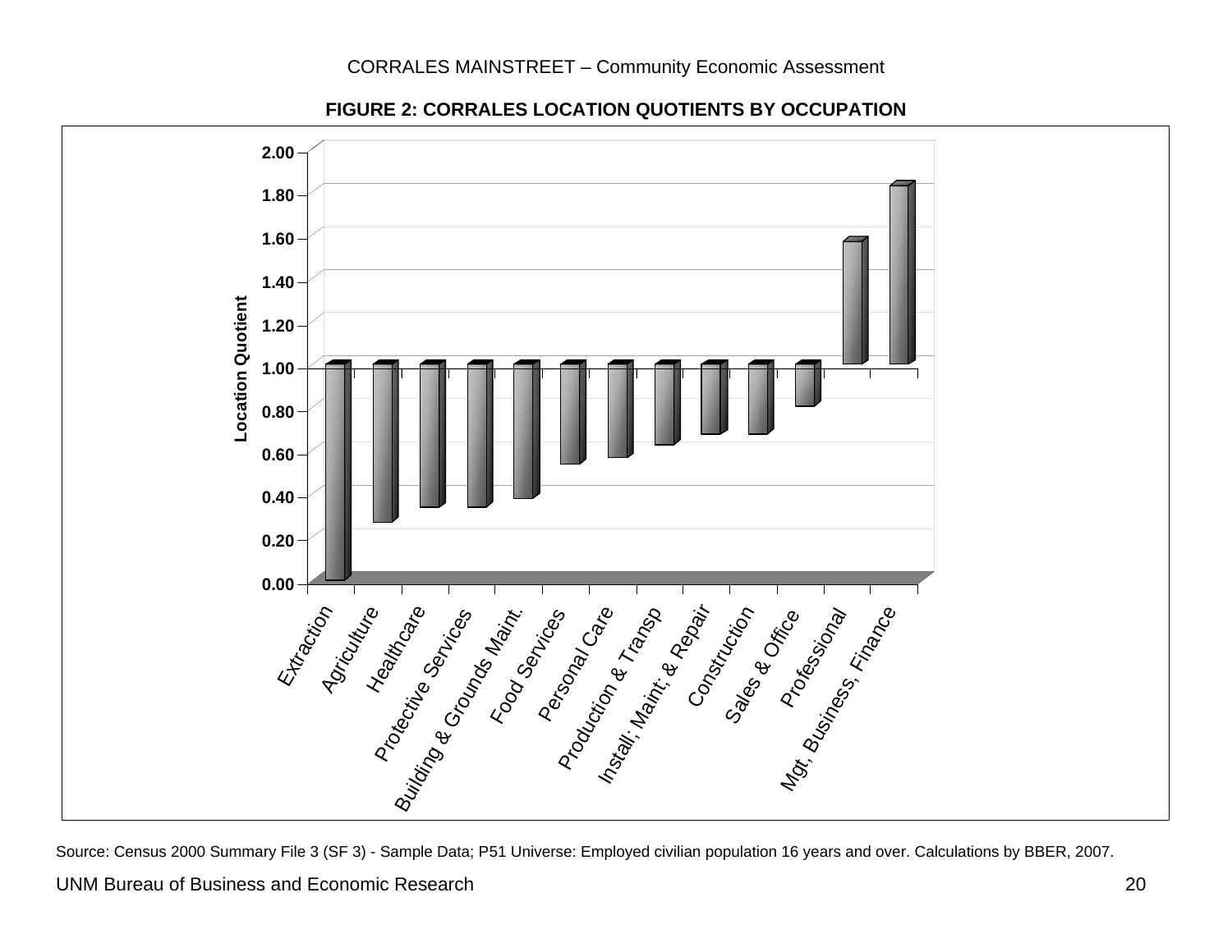**FIGURE 2: CORRALES LOCATION QUOTIENTS BY OCCUPATION**

Source: Census 2000 Summary File 3 (SF 3) - Sample Data; P51 Universe: Employed civilian population 16 years and over. Calculations by BBER, 2007.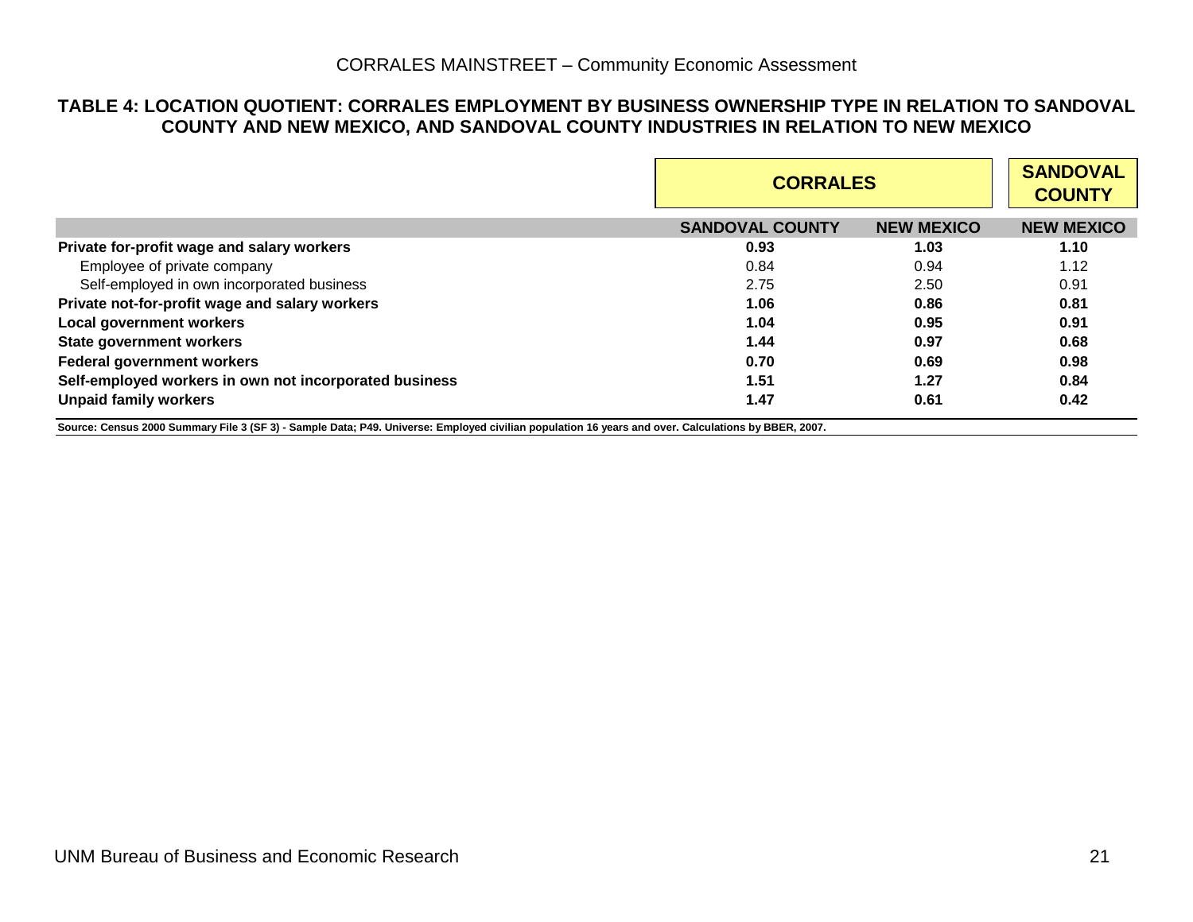**TABLE 4: LOCATION QUOTIENT: CORRALES EMPLOYMENT BY BUSINESS OWNERSHIP TYPE IN RELATION TO SANDOVAL COUNTY AND NEW MEXICO, AND SANDOVAL COUNTY INDUSTRIES IN RELATION TO NEW MEXICO**

| | CORRALES | | SANDOVAL COUNTY |
|---|---|---|---|
| | SANDOVAL COUNTY | NEW MEXICO | NEW MEXICO |
| **Private for-profit wage and salary workers** | **0.93** | **1.03** | **1.10** |
| Employee of private company | 0.84 | 0.94 | 1.12 |
| Self-employed in own incorporated business | 2.75 | 2.50 | 0.91 |
| **Private not-for-profit wage and salary workers** | **1.06** | **0.86** | **0.81** |
| **Local government workers** | **1.04** | **0.95** | **0.91** |
| **State government workers** | **1.44** | **0.97** | **0.68** |
| **Federal government workers** | **0.70** | **0.69** | **0.98** |
| **Self-employed workers in own not incorporated business** | **1.51** | **1.27** | **0.84** |
| **Unpaid family workers** | **1.47** | **0.61** | **0.42** |

**Source: Census 2000 Summary File 3 (SF 3) - Sample Data; P49. Universe: Employed civilian population 16 years and over. Calculations by BBER, 2007.**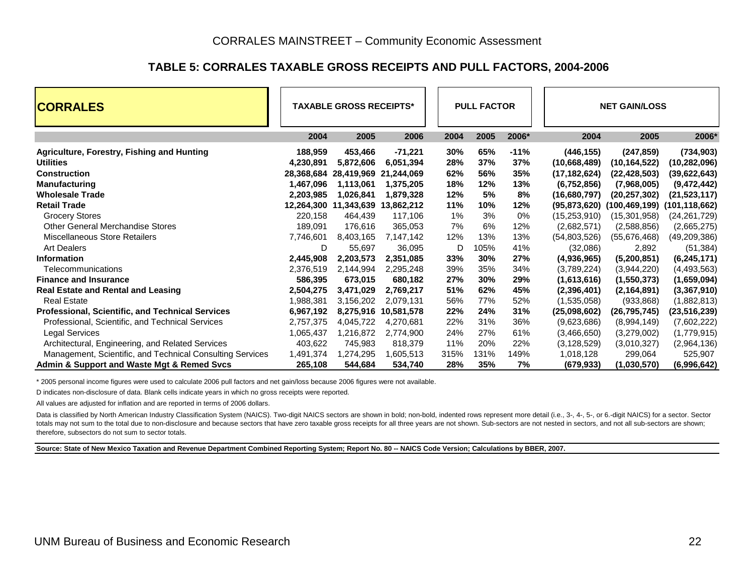CORRALES MAINSTREET – Community Economic Assessment

## TABLE 5: CORRALES TAXABLE GROSS RECEIPTS AND PULL FACTORS, 2004-2006

| CORRALES | TAXABLE GROSS RECEIPTS* | | | PULL FACTOR | | | NET GAIN/LOSS | | |
|---|---|---|---|---|---|---|---|---|---|
| | 2004 | 2005 | 2006 | 2004 | 2005 | 2006* | 2004 | 2005 | 2006* |
| **Agriculture, Forestry, Fishing and Hunting** | **188,959** | **453,466** | **-71,221** | **30%** | **65%** | **-11%** | **(446,155)** | **(247,859)** | **(734,903)** |
| **Utilities** | **4,230,891** | **5,872,606** | **6,051,394** | **28%** | **37%** | **37%** | **(10,668,489)** | **(10,164,522)** | **(10,282,096)** |
| **Construction** | **28,368,684** | **28,419,969** | **21,244,069** | **62%** | **56%** | **35%** | **(17,182,624)** | **(22,428,503)** | **(39,622,643)** |
| **Manufacturing** | **1,467,096** | **1,113,061** | **1,375,205** | **18%** | **12%** | **13%** | **(6,752,856)** | **(7,968,005)** | **(9,472,442)** |
| **Wholesale Trade** | **2,203,985** | **1,026,841** | **1,879,328** | **12%** | **5%** | **8%** | **(16,680,797)** | **(20,257,302)** | **(21,523,117)** |
| **Retail Trade** | **12,264,300** | **11,343,639** | **13,862,212** | **11%** | **10%** | **12%** | **(95,873,620)** | **(100,469,199)** | **(101,118,662)** |
| Grocery Stores | 220,158 | 464,439 | 117,106 | 1% | 3% | 0% | (15,253,910) | (15,301,958) | (24,261,729) |
| Other General Merchandise Stores | 189,091 | 176,616 | 365,053 | 7% | 6% | 12% | (2,682,571) | (2,588,856) | (2,665,275) |
| Miscellaneous Store Retailers | 7,746,601 | 8,403,165 | 7,147,142 | 12% | 13% | 13% | (54,803,526) | (55,676,468) | (49,209,386) |
| Art Dealers | D | 55,697 | 36,095 | D | 105% | 41% | (32,086) | 2,892 | (51,384) |
| **Information** | **2,445,908** | **2,203,573** | **2,351,085** | **33%** | **30%** | **27%** | **(4,936,965)** | **(5,200,851)** | **(6,245,171)** |
| Telecommunications | 2,376,519 | 2,144,994 | 2,295,248 | 39% | 35% | 34% | (3,789,224) | (3,944,220) | (4,493,563) |
| **Finance and Insurance** | **586,395** | **673,015** | **680,182** | **27%** | **30%** | **29%** | **(1,613,616)** | **(1,550,373)** | **(1,659,094)** |
| **Real Estate and Rental and Leasing** | **2,504,275** | **3,471,029** | **2,769,217** | **51%** | **62%** | **45%** | **(2,396,401)** | **(2,164,891)** | **(3,367,910)** |
| Real Estate | 1,988,381 | 3,156,202 | 2,079,131 | 56% | 77% | 52% | (1,535,058) | (933,868) | (1,882,813) |
| **Professional, Scientific, and Technical Services** | **6,967,192** | **8,275,916** | **10,581,578** | **22%** | **24%** | **31%** | **(25,098,602)** | **(26,795,745)** | **(23,516,239)** |
| Professional, Scientific, and Technical Services | 2,757,375 | 4,045,722 | 4,270,681 | 22% | 31% | 36% | (9,623,686) | (8,994,149) | (7,602,222) |
| Legal Services | 1,065,437 | 1,216,872 | 2,774,900 | 24% | 27% | 61% | (3,466,650) | (3,279,002) | (1,779,915) |
| Architectural, Engineering, and Related Services | 403,622 | 745,983 | 818,379 | 11% | 20% | 22% | (3,128,529) | (3,010,327) | (2,964,136) |
| Management, Scientific, and Technical Consulting Services | 1,491,374 | 1,274,295 | 1,605,513 | 315% | 131% | 149% | 1,018,128 | 299,064 | 525,907 |
| **Admin & Support and Waste Mgt & Remed Svcs** | **265,108** | **544,684** | **534,740** | **28%** | **35%** | **7%** | **(679,933)** | **(1,030,570)** | **(6,996,642)** |

\* 2005 personal income figures were used to calculate 2006 pull factors and net gain/loss because 2006 figures were not available.

D indicates non-disclosure of data. Blank cells indicate years in which no gross receipts were reported.

All values are adjusted for inflation and are reported in terms of 2006 dollars.

Data is classified by North American Industry Classification System (NAICS). Two-digit NAICS sectors are shown in bold; non-bold, indented rows represent more detail (i.e., 3-, 4-, 5-, or 6.-digit NAICS) for a sector. Sector totals may not sum to the total due to non-disclosure and because sectors that have zero taxable gross receipts for all three years are not shown. Sub-sectors are not nested in sectors, and not all sub-sectors are shown; therefore, subsectors do not sum to sector totals.

**Source: State of New Mexico Taxation and Revenue Department Combined Reporting System; Report No. 80 -- NAICS Code Version; Calculations by BBER, 2007.**

UNM Bureau of Business and Economic Research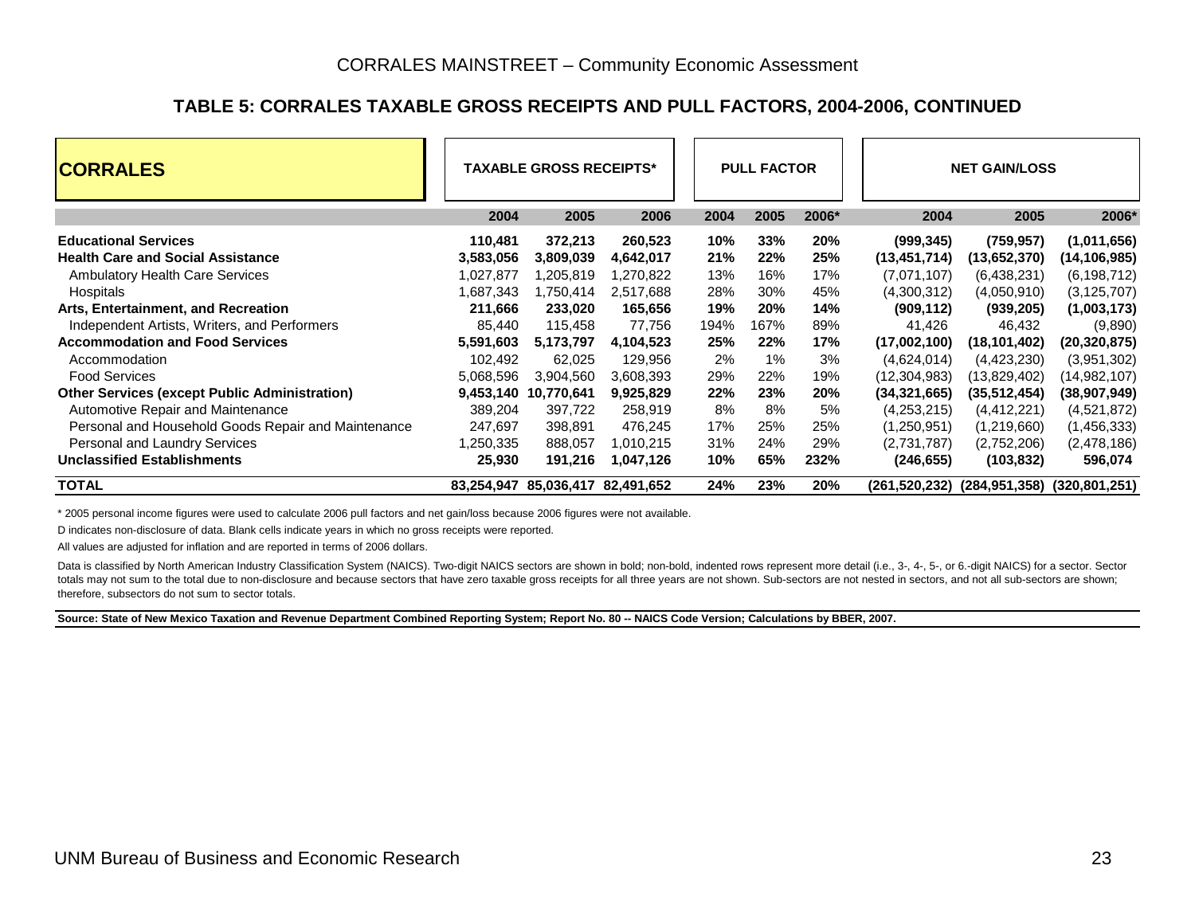## TABLE 5: CORRALES TAXABLE GROSS RECEIPTS AND PULL FACTORS, 2004-2006, CONTINUED

| CORRALES | TAXABLE GROSS RECEIPTS* | | | PULL FACTOR | | | NET GAIN/LOSS | | |
|---|---|---|---|---|---|---|---|---|---|
| | 2004 | 2005 | 2006 | 2004 | 2005 | 2006* | 2004 | 2005 | 2006* |
| **Educational Services** | **110,481** | **372,213** | **260,523** | **10%** | **33%** | **20%** | **(999,345)** | **(759,957)** | **(1,011,656)** |
| **Health Care and Social Assistance** | **3,583,056** | **3,809,039** | **4,642,017** | **21%** | **22%** | **25%** | **(13,451,714)** | **(13,652,370)** | **(14,106,985)** |
| Ambulatory Health Care Services | 1,027,877 | 1,205,819 | 1,270,822 | 13% | 16% | 17% | (7,071,107) | (6,438,231) | (6,198,712) |
| Hospitals | 1,687,343 | 1,750,414 | 2,517,688 | 28% | 30% | 45% | (4,300,312) | (4,050,910) | (3,125,707) |
| **Arts, Entertainment, and Recreation** | **211,666** | **233,020** | **165,656** | **19%** | **20%** | **14%** | **(909,112)** | **(939,205)** | **(1,003,173)** |
| Independent Artists, Writers, and Performers | 85,440 | 115,458 | 77,756 | 194% | 167% | 89% | 41,426 | 46,432 | (9,890) |
| **Accommodation and Food Services** | **5,591,603** | **5,173,797** | **4,104,523** | **25%** | **22%** | **17%** | **(17,002,100)** | **(18,101,402)** | **(20,320,875)** |
| Accommodation | 102,492 | 62,025 | 129,956 | 2% | 1% | 3% | (4,624,014) | (4,423,230) | (3,951,302) |
| Food Services | 5,068,596 | 3,904,560 | 3,608,393 | 29% | 22% | 19% | (12,304,983) | (13,829,402) | (14,982,107) |
| **Other Services (except Public Administration)** | **9,453,140** | **10,770,641** | **9,925,829** | **22%** | **23%** | **20%** | **(34,321,665)** | **(35,512,454)** | **(38,907,949)** |
| Automotive Repair and Maintenance | 389,204 | 397,722 | 258,919 | 8% | 8% | 5% | (4,253,215) | (4,412,221) | (4,521,872) |
| Personal and Household Goods Repair and Maintenance | 247,697 | 398,891 | 476,245 | 17% | 25% | 25% | (1,250,951) | (1,219,660) | (1,456,333) |
| Personal and Laundry Services | 1,250,335 | 888,057 | 1,010,215 | 31% | 24% | 29% | (2,731,787) | (2,752,206) | (2,478,186) |
| **Unclassified Establishments** | **25,930** | **191,216** | **1,047,126** | **10%** | **65%** | **232%** | **(246,655)** | **(103,832)** | **596,074** |
| **TOTAL** | **83,254,947** | **85,036,417** | **82,491,652** | **24%** | **23%** | **20%** | **(261,520,232)** | **(284,951,358)** | **(320,801,251)** |

* 2005 personal income figures were used to calculate 2006 pull factors and net gain/loss because 2006 figures were not available.

D indicates non-disclosure of data. Blank cells indicate years in which no gross receipts were reported.

All values are adjusted for inflation and are reported in terms of 2006 dollars.

Data is classified by North American Industry Classification System (NAICS). Two-digit NAICS sectors are shown in bold; non-bold, indented rows represent more detail (i.e., 3-, 4-, 5-, or 6.-digit NAICS) for a sector. Sector totals may not sum to the total due to non-disclosure and because sectors that have zero taxable gross receipts for all three years are not shown. Sub-sectors are not nested in sectors, and not all sub-sectors are shown; therefore, subsectors do not sum to sector totals.

**Source: State of New Mexico Taxation and Revenue Department Combined Reporting System; Report No. 80 -- NAICS Code Version; Calculations by BBER, 2007.**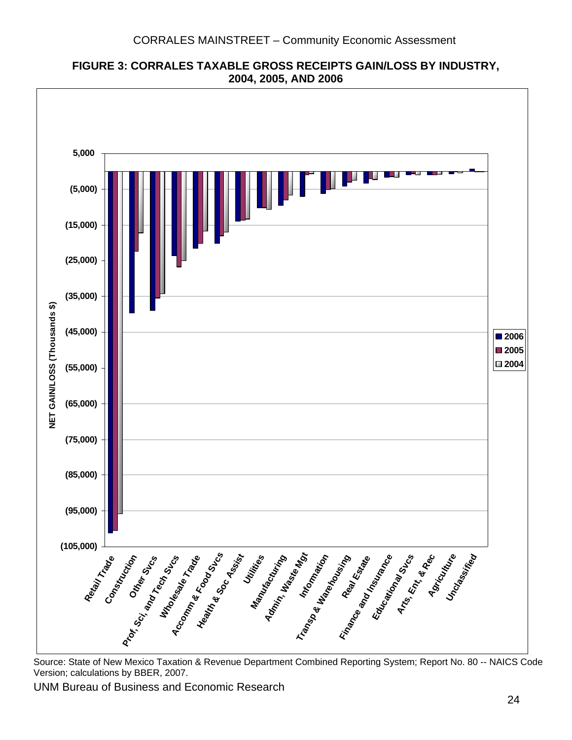**FIGURE 3: CORRALES TAXABLE GROSS RECEIPTS GAIN/LOSS BY INDUSTRY, 2004, 2005, AND 2006**

Source: State of New Mexico Taxation & Revenue Department Combined Reporting System; Report No. 80 -- NAICS Code Version; calculations by BBER, 2007.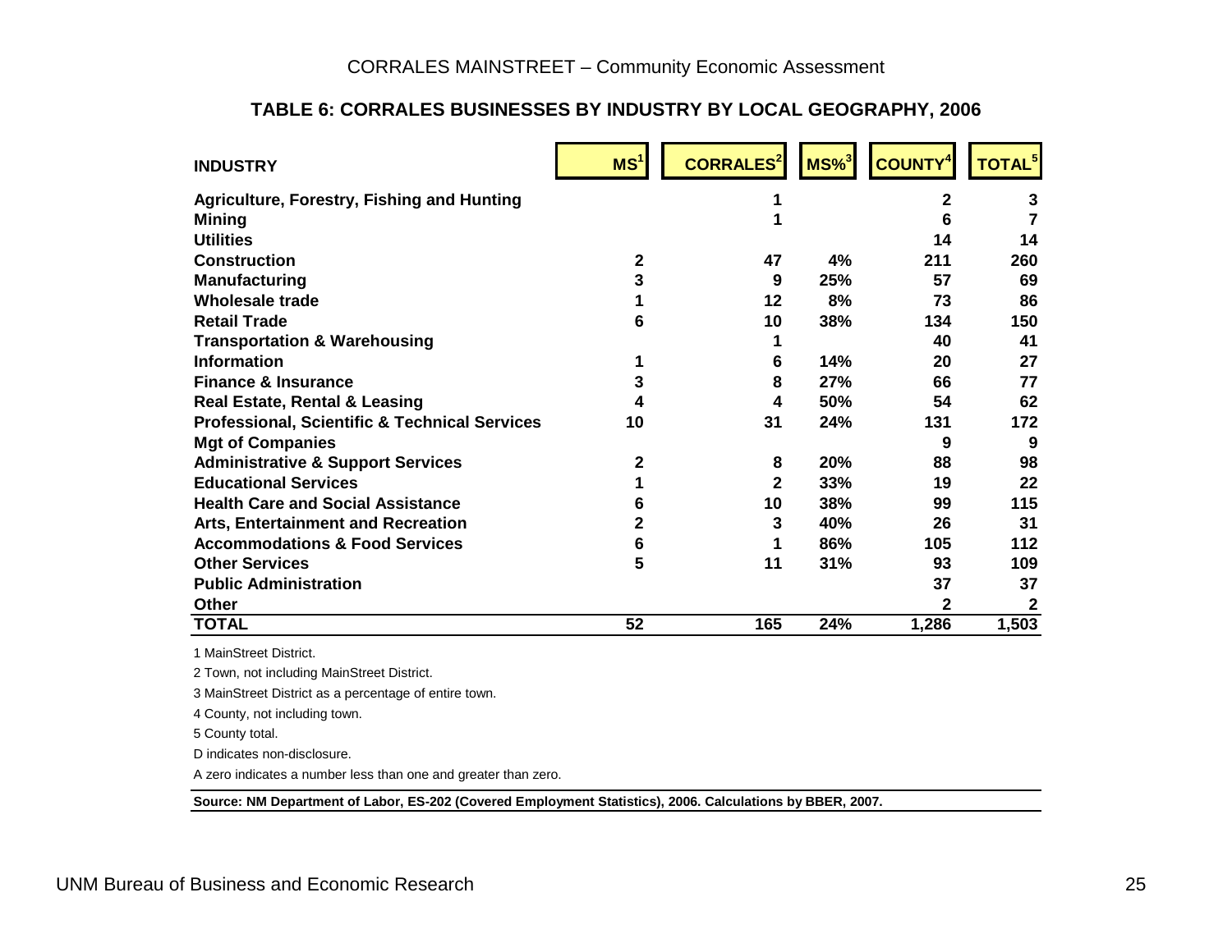### TABLE 6: CORRALES BUSINESSES BY INDUSTRY BY LOCAL GEOGRAPHY, 2006

| INDUSTRY | MS[1] | CORRALES[2] | MS%[3] | COUNTY[4] | TOTAL[5] |
|---|---|---|---|---|---|
| Agriculture, Forestry, Fishing and Hunting | | 1 | | 2 | 3 |
| Mining | | 1 | | 6 | 7 |
| Utilities | | | | 14 | 14 |
| Construction | 2 | 47 | 4% | 211 | 260 |
| Manufacturing | 3 | 9 | 25% | 57 | 69 |
| Wholesale trade | 1 | 12 | 8% | 73 | 86 |
| Retail Trade | 6 | 10 | 38% | 134 | 150 |
| Transportation & Warehousing | | 1 | | 40 | 41 |
| Information | 1 | 6 | 14% | 20 | 27 |
| Finance & Insurance | 3 | 8 | 27% | 66 | 77 |
| Real Estate, Rental & Leasing | 4 | 4 | 50% | 54 | 62 |
| Professional, Scientific & Technical Services | 10 | 31 | 24% | 131 | 172 |
| Mgt of Companies | | | | 9 | 9 |
| Administrative & Support Services | 2 | 8 | 20% | 88 | 98 |
| Educational Services | 1 | 2 | 33% | 19 | 22 |
| Health Care and Social Assistance | 6 | 10 | 38% | 99 | 115 |
| Arts, Entertainment and Recreation | 2 | 3 | 40% | 26 | 31 |
| Accommodations & Food Services | 6 | 1 | 86% | 105 | 112 |
| Other Services | 5 | 11 | 31% | 93 | 109 |
| Public Administration | | | | 37 | 37 |
| Other | | | | 2 | 2 |
| **TOTAL** | **52** | **165** | **24%** | **1,286** | **1,503** |

1 MainStreet District.

2 Town, not including MainStreet District.

3 MainStreet District as a percentage of entire town.

4 County, not including town.

5 County total.

D indicates non-disclosure.

A zero indicates a number less than one and greater than zero.

**Source: NM Department of Labor, ES-202 (Covered Employment Statistics), 2006. Calculations by BBER, 2007.**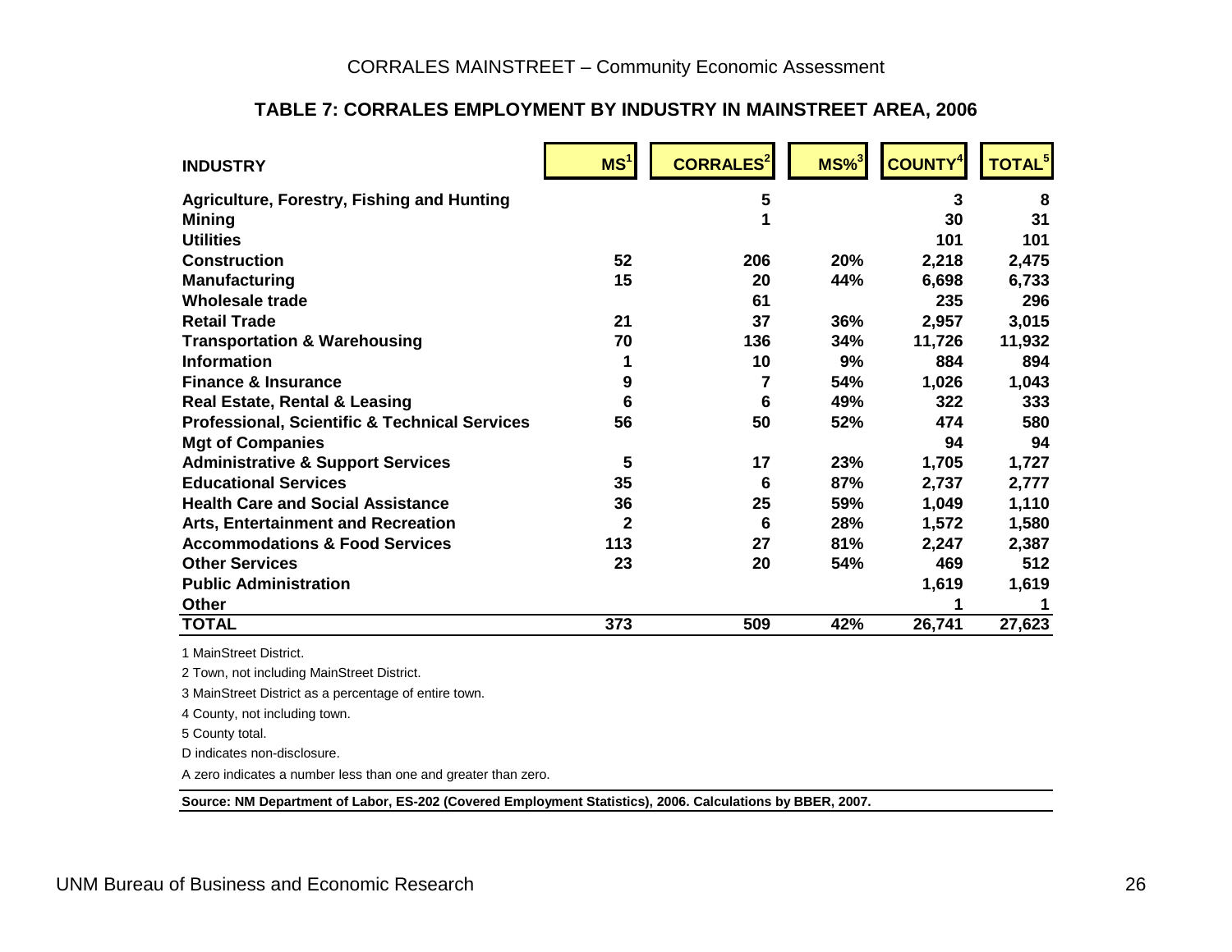### TABLE 7: CORRALES EMPLOYMENT BY INDUSTRY IN MAINSTREET AREA, 2006

| INDUSTRY | MS[1] | CORRALES[2] | MS%[3] | COUNTY[4] | TOTAL[5] |
|---|---|---|---|---|---|
| Agriculture, Forestry, Fishing and Hunting | | 5 | | 3 | 8 |
| Mining | | 1 | | 30 | 31 |
| Utilities | | | | 101 | 101 |
| Construction | 52 | 206 | 20% | 2,218 | 2,475 |
| Manufacturing | 15 | 20 | 44% | 6,698 | 6,733 |
| Wholesale trade | | 61 | | 235 | 296 |
| Retail Trade | 21 | 37 | 36% | 2,957 | 3,015 |
| Transportation & Warehousing | 70 | 136 | 34% | 11,726 | 11,932 |
| Information | 1 | 10 | 9% | 884 | 894 |
| Finance & Insurance | 9 | 7 | 54% | 1,026 | 1,043 |
| Real Estate, Rental & Leasing | 6 | 6 | 49% | 322 | 333 |
| Professional, Scientific & Technical Services | 56 | 50 | 52% | 474 | 580 |
| Mgt of Companies | | | | 94 | 94 |
| Administrative & Support Services | 5 | 17 | 23% | 1,705 | 1,727 |
| Educational Services | 35 | 6 | 87% | 2,737 | 2,777 |
| Health Care and Social Assistance | 36 | 25 | 59% | 1,049 | 1,110 |
| Arts, Entertainment and Recreation | 2 | 6 | 28% | 1,572 | 1,580 |
| Accommodations & Food Services | 113 | 27 | 81% | 2,247 | 2,387 |
| Other Services | 23 | 20 | 54% | 469 | 512 |
| Public Administration | | | | 1,619 | 1,619 |
| Other | | | | 1 | 1 |
| **TOTAL** | **373** | **509** | **42%** | **26,741** | **27,623** |

1 MainStreet District.

2 Town, not including MainStreet District.

3 MainStreet District as a percentage of entire town.

4 County, not including town.

5 County total.

D indicates non-disclosure.

A zero indicates a number less than one and greater than zero.

**Source: NM Department of Labor, ES-202 (Covered Employment Statistics), 2006. Calculations by BBER, 2007.**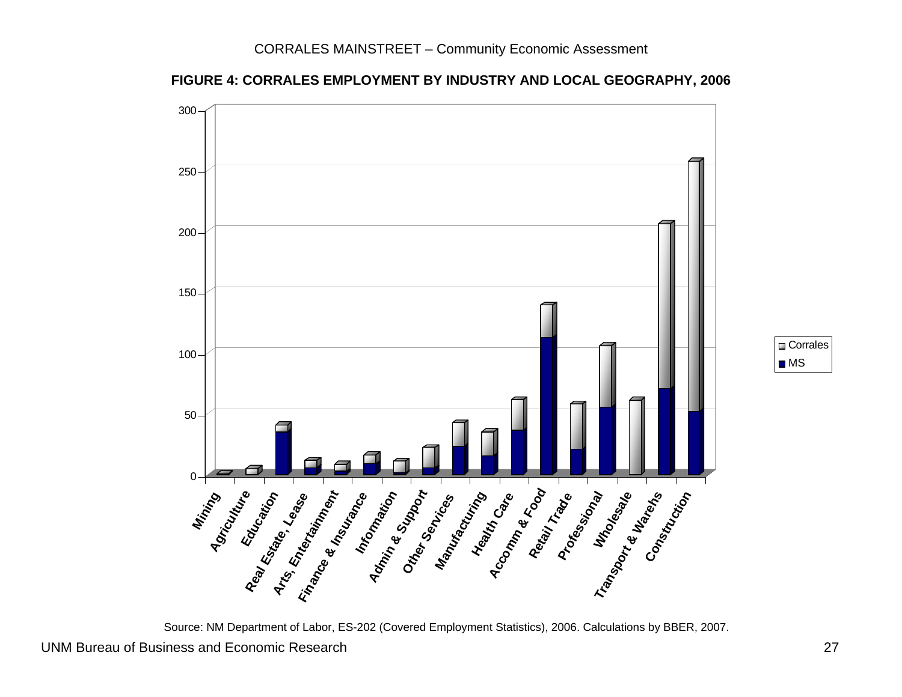**FIGURE 4: CORRALES EMPLOYMENT BY INDUSTRY AND LOCAL GEOGRAPHY, 2006**

Source: NM Department of Labor, ES-202 (Covered Employment Statistics), 2006. Calculations by BBER, 2007.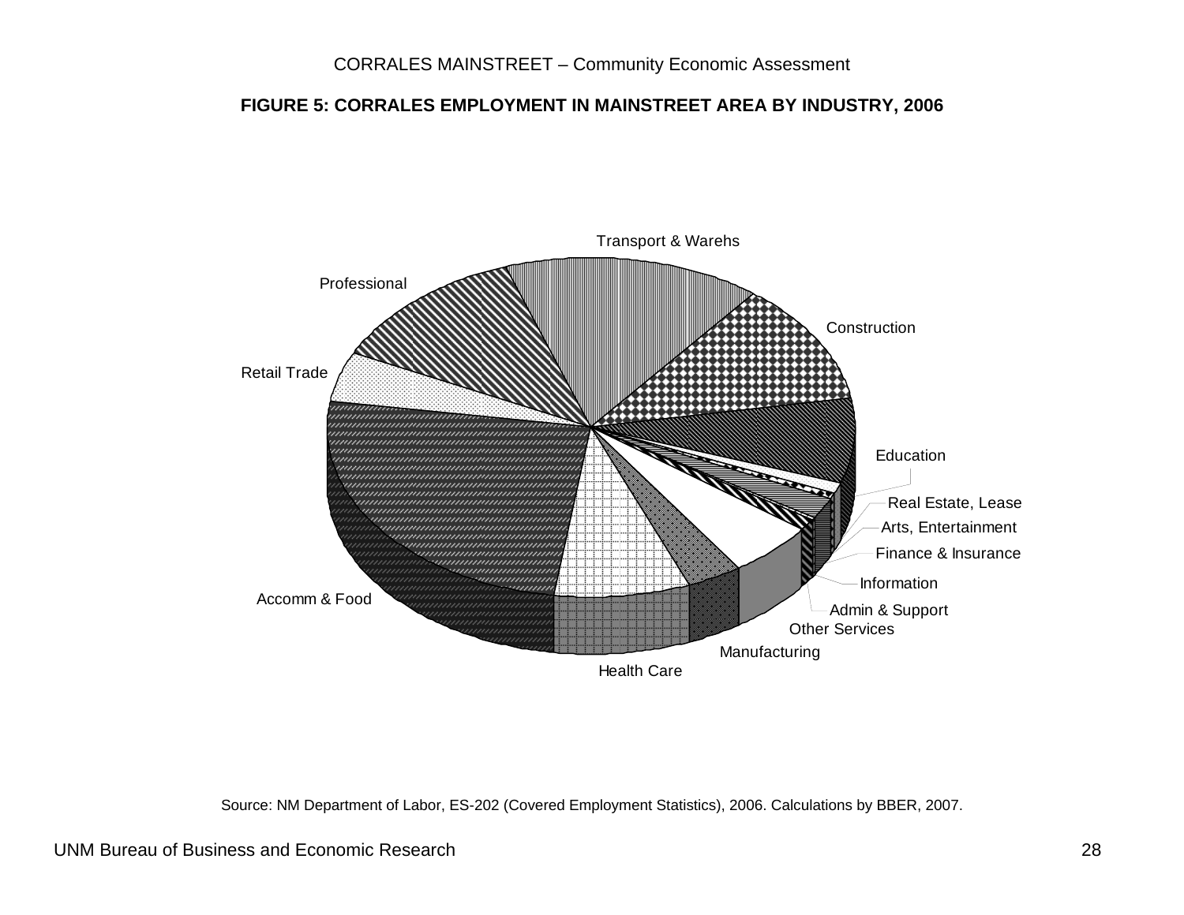### FIGURE 5: CORRALES EMPLOYMENT IN MAINSTREET AREA BY INDUSTRY, 2006

Transport & Warehs

Construction

Education

Real Estate, Lease

Arts, Entertainment

Finance & Insurance

Information

Admin & Support

Other Services

Manufacturing

Health Care

Accomm & Food

Retail Trade

Professional

Source: NM Department of Labor, ES-202 (Covered Employment Statistics), 2006. Calculations by BBER, 2007.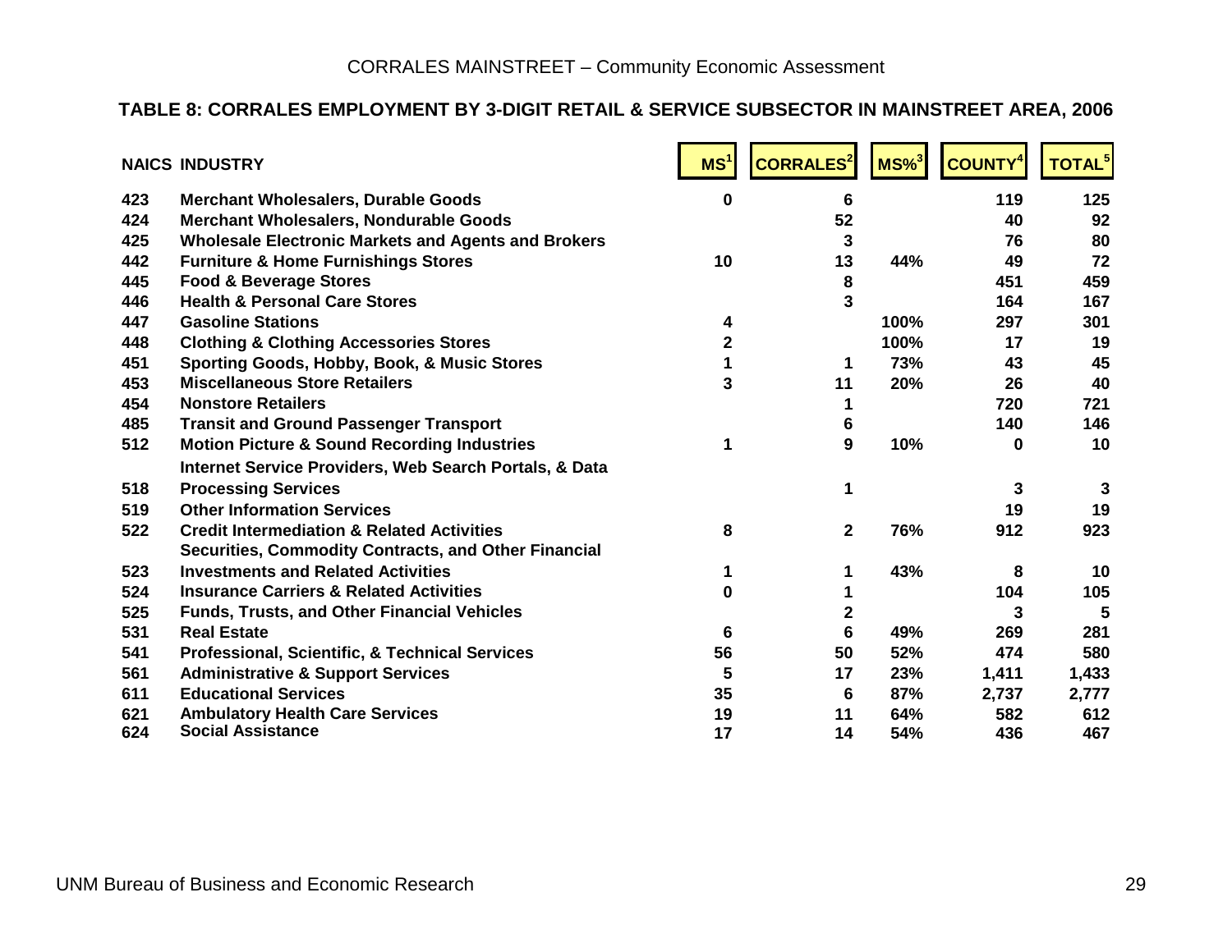## TABLE 8: CORRALES EMPLOYMENT BY 3-DIGIT RETAIL & SERVICE SUBSECTOR IN MAINSTREET AREA, 2006

| NAICS | INDUSTRY | MS[1] | CORRALES[2] | MS%[3] | COUNTY[4] | TOTAL[5] |
|---|---|---|---|---|---|---|
| 423 | Merchant Wholesalers, Durable Goods | 0 | 6 | | 119 | 125 |
| 424 | Merchant Wholesalers, Nondurable Goods | | 52 | | 40 | 92 |
| 425 | Wholesale Electronic Markets and Agents and Brokers | | 3 | | 76 | 80 |
| 442 | Furniture & Home Furnishings Stores | 10 | 13 | 44% | 49 | 72 |
| 445 | Food & Beverage Stores | | 8 | | 451 | 459 |
| 446 | Health & Personal Care Stores | | 3 | | 164 | 167 |
| 447 | Gasoline Stations | 4 | | 100% | 297 | 301 |
| 448 | Clothing & Clothing Accessories Stores | 2 | | 100% | 17 | 19 |
| 451 | Sporting Goods, Hobby, Book, & Music Stores | 1 | 1 | 73% | 43 | 45 |
| 453 | Miscellaneous Store Retailers | 3 | 11 | 20% | 26 | 40 |
| 454 | Nonstore Retailers | | 1 | | 720 | 721 |
| 485 | Transit and Ground Passenger Transport | | 6 | | 140 | 146 |
| 512 | Motion Picture & Sound Recording Industries | 1 | 9 | 10% | 0 | 10 |
| 518 | Internet Service Providers, Web Search Portals, & Data Processing Services | | 1 | | 3 | 3 |
| 519 | Other Information Services | | | | 19 | 19 |
| 522 | Credit Intermediation & Related Activities | 8 | 2 | 76% | 912 | 923 |
| 523 | Securities, Commodity Contracts, and Other Financial Investments and Related Activities | 1 | 1 | 43% | 8 | 10 |
| 524 | Insurance Carriers & Related Activities | 0 | 1 | | 104 | 105 |
| 525 | Funds, Trusts, and Other Financial Vehicles | | 2 | | 3 | 5 |
| 531 | Real Estate | 6 | 6 | 49% | 269 | 281 |
| 541 | Professional, Scientific, & Technical Services | 56 | 50 | 52% | 474 | 580 |
| 561 | Administrative & Support Services | 5 | 17 | 23% | 1,411 | 1,433 |
| 611 | Educational Services | 35 | 6 | 87% | 2,737 | 2,777 |
| 621 | Ambulatory Health Care Services | 19 | 11 | 64% | 582 | 612 |
| 624 | Social Assistance | 17 | 14 | 54% | 436 | 467 |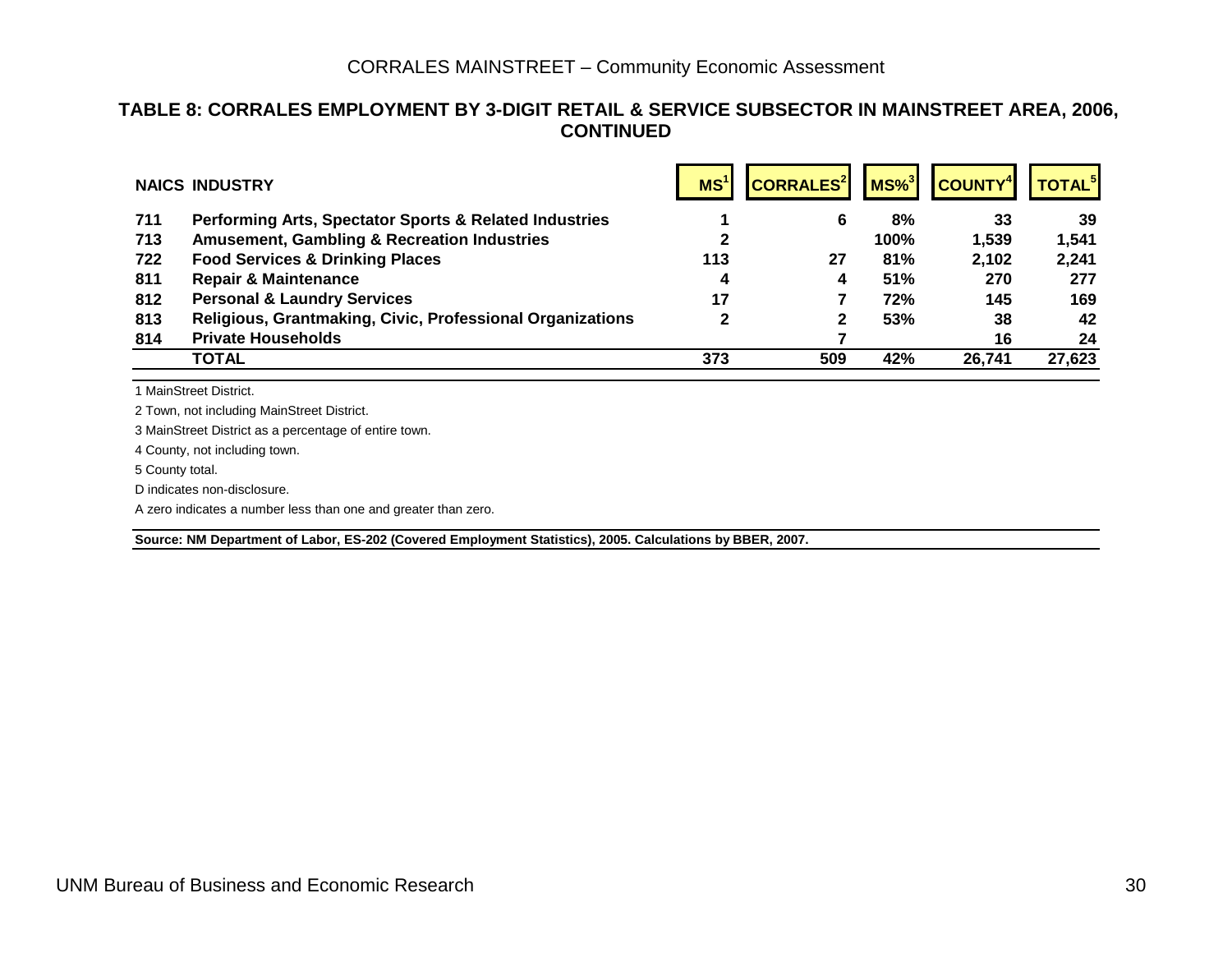## TABLE 8: CORRALES EMPLOYMENT BY 3-DIGIT RETAIL & SERVICE SUBSECTOR IN MAINSTREET AREA, 2006, CONTINUED

| NAICS | INDUSTRY | MS[1] | CORRALES[2] | MS%[3] | COUNTY[4] | TOTAL[5] |
|---|---|---|---|---|---|---|
| 711 | Performing Arts, Spectator Sports & Related Industries | 1 | 6 | 8% | 33 | 39 |
| 713 | Amusement, Gambling & Recreation Industries | 2 | | 100% | 1,539 | 1,541 |
| 722 | Food Services & Drinking Places | 113 | 27 | 81% | 2,102 | 2,241 |
| 811 | Repair & Maintenance | 4 | 4 | 51% | 270 | 277 |
| 812 | Personal & Laundry Services | 17 | 7 | 72% | 145 | 169 |
| 813 | Religious, Grantmaking, Civic, Professional Organizations | 2 | 2 | 53% | 38 | 42 |
| 814 | Private Households | | 7 | | 16 | 24 |
| | **TOTAL** | **373** | **509** | **42%** | **26,741** | **27,623** |

1 MainStreet District.

2 Town, not including MainStreet District.

3 MainStreet District as a percentage of entire town.

4 County, not including town.

5 County total.

D indicates non-disclosure.

A zero indicates a number less than one and greater than zero.

**Source: NM Department of Labor, ES-202 (Covered Employment Statistics), 2005. Calculations by BBER, 2007.**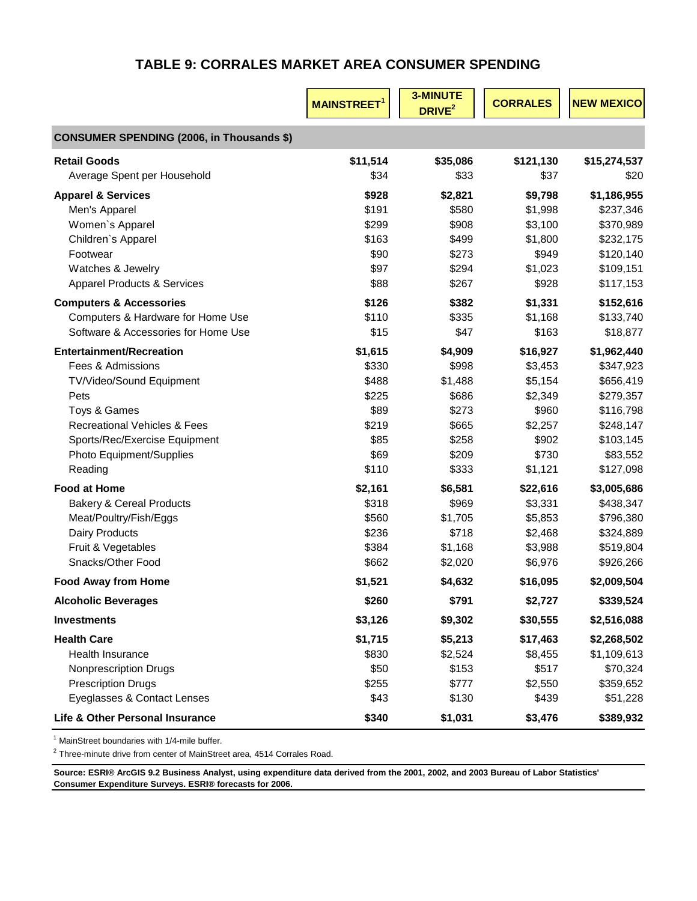# TABLE 9: CORRALES MARKET AREA CONSUMER SPENDING

| | MAINSTREET[1] | 3-MINUTE DRIVE[2] | CORRALES | NEW MEXICO |
|---|---|---|---|---|
| **CONSUMER SPENDING (2006, in Thousands $)** | | | | |
| **Retail Goods** | **$11,514** | **$35,086** | **$121,130** | **$15,274,537** |
| Average Spent per Household | $34 | $33 | $37 | $20 |
| **Apparel & Services** | **$928** | **$2,821** | **$9,798** | **$1,186,955** |
| Men's Apparel | $191 | $580 | $1,998 | $237,346 |
| Women`s Apparel | $299 | $908 | $3,100 | $370,989 |
| Children`s Apparel | $163 | $499 | $1,800 | $232,175 |
| Footwear | $90 | $273 | $949 | $120,140 |
| Watches & Jewelry | $97 | $294 | $1,023 | $109,151 |
| Apparel Products & Services | $88 | $267 | $928 | $117,153 |
| **Computers & Accessories** | **$126** | **$382** | **$1,331** | **$152,616** |
| Computers & Hardware for Home Use | $110 | $335 | $1,168 | $133,740 |
| Software & Accessories for Home Use | $15 | $47 | $163 | $18,877 |
| **Entertainment/Recreation** | **$1,615** | **$4,909** | **$16,927** | **$1,962,440** |
| Fees & Admissions | $330 | $998 | $3,453 | $347,923 |
| TV/Video/Sound Equipment | $488 | $1,488 | $5,154 | $656,419 |
| Pets | $225 | $686 | $2,349 | $279,357 |
| Toys & Games | $89 | $273 | $960 | $116,798 |
| Recreational Vehicles & Fees | $219 | $665 | $2,257 | $248,147 |
| Sports/Rec/Exercise Equipment | $85 | $258 | $902 | $103,145 |
| Photo Equipment/Supplies | $69 | $209 | $730 | $83,552 |
| Reading | $110 | $333 | $1,121 | $127,098 |
| **Food at Home** | **$2,161** | **$6,581** | **$22,616** | **$3,005,686** |
| Bakery & Cereal Products | $318 | $969 | $3,331 | $438,347 |
| Meat/Poultry/Fish/Eggs | $560 | $1,705 | $5,853 | $796,380 |
| Dairy Products | $236 | $718 | $2,468 | $324,889 |
| Fruit & Vegetables | $384 | $1,168 | $3,988 | $519,804 |
| Snacks/Other Food | $662 | $2,020 | $6,976 | $926,266 |
| **Food Away from Home** | **$1,521** | **$4,632** | **$16,095** | **$2,009,504** |
| **Alcoholic Beverages** | **$260** | **$791** | **$2,727** | **$339,524** |
| **Investments** | **$3,126** | **$9,302** | **$30,555** | **$2,516,088** |
| **Health Care** | **$1,715** | **$5,213** | **$17,463** | **$2,268,502** |
| Health Insurance | $830 | $2,524 | $8,455 | $1,109,613 |
| Nonprescription Drugs | $50 | $153 | $517 | $70,324 |
| Prescription Drugs | $255 | $777 | $2,550 | $359,652 |
| Eyeglasses & Contact Lenses | $43 | $130 | $439 | $51,228 |
| **Life & Other Personal Insurance** | **$340** | **$1,031** | **$3,476** | **$389,932** |

[1] MainStreet boundaries with 1/4-mile buffer.

[2] Three-minute drive from center of MainStreet area, 4514 Corrales Road.

**Source: ESRI® ArcGIS 9.2 Business Analyst, using expenditure data derived from the 2001, 2002, and 2003 Bureau of Labor Statistics' Consumer Expenditure Surveys. ESRI® forecasts for 2006.**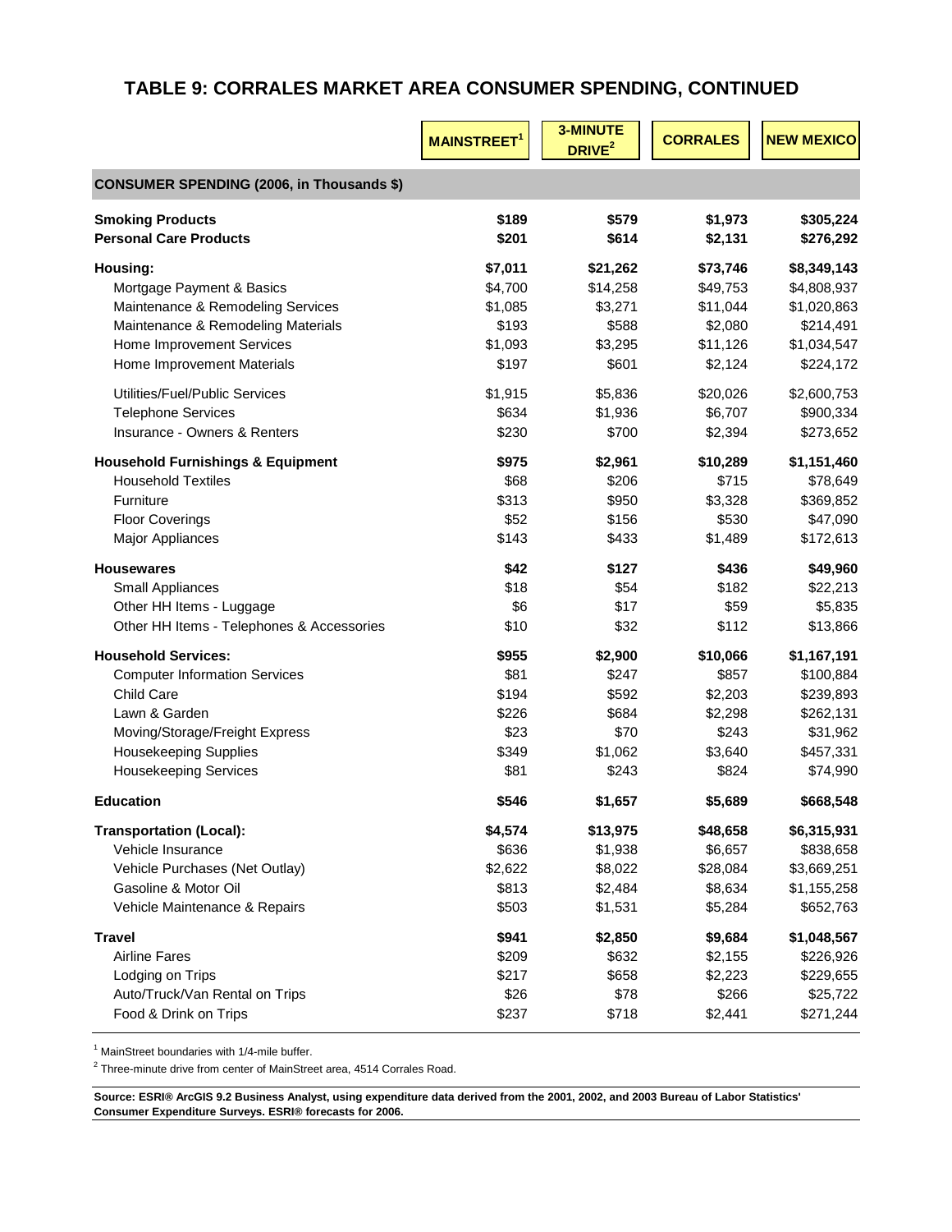## TABLE 9: CORRALES MARKET AREA CONSUMER SPENDING, CONTINUED

| | MAINSTREET[1] | 3-MINUTE DRIVE[2] | CORRALES | NEW MEXICO |
|---|---|---|---|---|
| **CONSUMER SPENDING (2006, in Thousands $)** | | | | |
| **Smoking Products** | **$189** | **$579** | **$1,973** | **$305,224** |
| **Personal Care Products** | **$201** | **$614** | **$2,131** | **$276,292** |
| **Housing:** | **$7,011** | **$21,262** | **$73,746** | **$8,349,143** |
| Mortgage Payment & Basics | $4,700 | $14,258 | $49,753 | $4,808,937 |
| Maintenance & Remodeling Services | $1,085 | $3,271 | $11,044 | $1,020,863 |
| Maintenance & Remodeling Materials | $193 | $588 | $2,080 | $214,491 |
| Home Improvement Services | $1,093 | $3,295 | $11,126 | $1,034,547 |
| Home Improvement Materials | $197 | $601 | $2,124 | $224,172 |
| Utilities/Fuel/Public Services | $1,915 | $5,836 | $20,026 | $2,600,753 |
| Telephone Services | $634 | $1,936 | $6,707 | $900,334 |
| Insurance - Owners & Renters | $230 | $700 | $2,394 | $273,652 |
| **Household Furnishings & Equipment** | **$975** | **$2,961** | **$10,289** | **$1,151,460** |
| Household Textiles | $68 | $206 | $715 | $78,649 |
| Furniture | $313 | $950 | $3,328 | $369,852 |
| Floor Coverings | $52 | $156 | $530 | $47,090 |
| Major Appliances | $143 | $433 | $1,489 | $172,613 |
| **Housewares** | **$42** | **$127** | **$436** | **$49,960** |
| Small Appliances | $18 | $54 | $182 | $22,213 |
| Other HH Items - Luggage | $6 | $17 | $59 | $5,835 |
| Other HH Items - Telephones & Accessories | $10 | $32 | $112 | $13,866 |
| **Household Services:** | **$955** | **$2,900** | **$10,066** | **$1,167,191** |
| Computer Information Services | $81 | $247 | $857 | $100,884 |
| Child Care | $194 | $592 | $2,203 | $239,893 |
| Lawn & Garden | $226 | $684 | $2,298 | $262,131 |
| Moving/Storage/Freight Express | $23 | $70 | $243 | $31,962 |
| Housekeeping Supplies | $349 | $1,062 | $3,640 | $457,331 |
| Housekeeping Services | $81 | $243 | $824 | $74,990 |
| **Education** | **$546** | **$1,657** | **$5,689** | **$668,548** |
| **Transportation (Local):** | **$4,574** | **$13,975** | **$48,658** | **$6,315,931** |
| Vehicle Insurance | $636 | $1,938 | $6,657 | $838,658 |
| Vehicle Purchases (Net Outlay) | $2,622 | $8,022 | $28,084 | $3,669,251 |
| Gasoline & Motor Oil | $813 | $2,484 | $8,634 | $1,155,258 |
| Vehicle Maintenance & Repairs | $503 | $1,531 | $5,284 | $652,763 |
| **Travel** | **$941** | **$2,850** | **$9,684** | **$1,048,567** |
| Airline Fares | $209 | $632 | $2,155 | $226,926 |
| Lodging on Trips | $217 | $658 | $2,223 | $229,655 |
| Auto/Truck/Van Rental on Trips | $26 | $78 | $266 | $25,722 |
| Food & Drink on Trips | $237 | $718 | $2,441 | $271,244 |

[1] MainStreet boundaries with 1/4-mile buffer.

[2] Three-minute drive from center of MainStreet area, 4514 Corrales Road.

**Source: ESRI® ArcGIS 9.2 Business Analyst, using expenditure data derived from the 2001, 2002, and 2003 Bureau of Labor Statistics' Consumer Expenditure Surveys. ESRI® forecasts for 2006.**